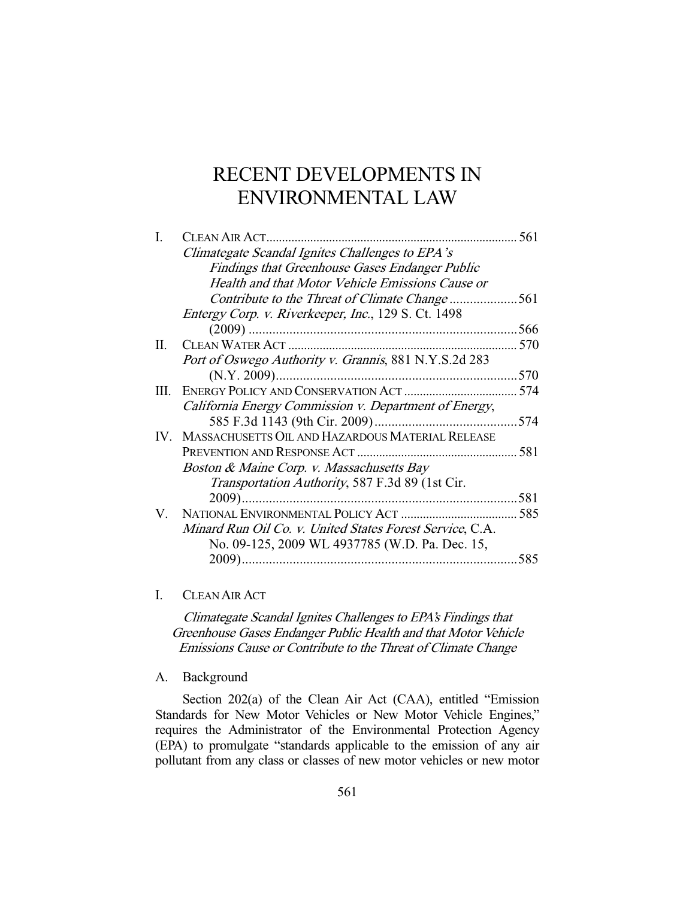# RECENT DEVELOPMENTS IN ENVIRONMENTAL LAW

| | | |
|---|---|---|
| I. | CLEAN AIR ACT | 561 |
| | *Climategate Scandal Ignites Challenges to EPA's Findings that Greenhouse Gases Endanger Public Health and that Motor Vehicle Emissions Cause or Contribute to the Threat of Climate Change* | 561 |
| | *Entergy Corp. v. Riverkeeper, Inc.*, 129 S. Ct. 1498 (2009) | 566 |
| II. | CLEAN WATER ACT | 570 |
| | *Port of Oswego Authority v. Grannis*, 881 N.Y.S.2d 283 (N.Y. 2009) | 570 |
| III. | ENERGY POLICY AND CONSERVATION ACT | 574 |
| | *California Energy Commission v. Department of Energy*, 585 F.3d 1143 (9th Cir. 2009) | 574 |
| IV. | MASSACHUSETTS OIL AND HAZARDOUS MATERIAL RELEASE PREVENTION AND RESPONSE ACT | 581 |
| | *Boston & Maine Corp. v. Massachusetts Bay Transportation Authority*, 587 F.3d 89 (1st Cir. 2009) | 581 |
| V. | NATIONAL ENVIRONMENTAL POLICY ACT | 585 |
| | *Minard Run Oil Co. v. United States Forest Service*, C.A. No. 09-125, 2009 WL 4937785 (W.D. Pa. Dec. 15, 2009) | 585 |

## I. CLEAN AIR ACT

### *Climategate Scandal Ignites Challenges to EPA's Findings that Greenhouse Gases Endanger Public Health and that Motor Vehicle Emissions Cause or Contribute to the Threat of Climate Change*

### A. Background

Section 202(a) of the Clean Air Act (CAA), entitled "Emission Standards for New Motor Vehicles or New Motor Vehicle Engines," requires the Administrator of the Environmental Protection Agency (EPA) to promulgate "standards applicable to the emission of any air pollutant from any class or classes of new motor vehicles or new motor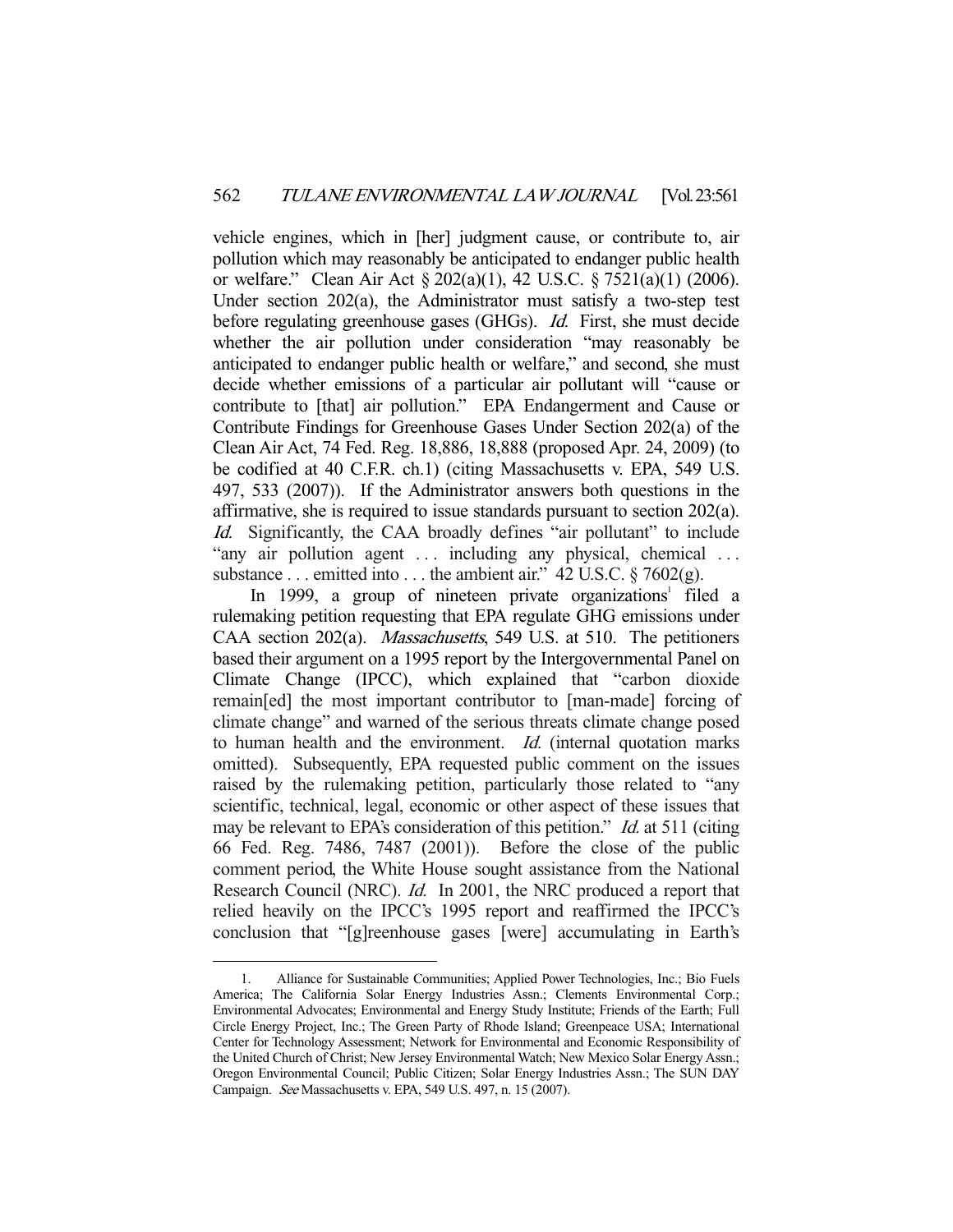vehicle engines, which in [her] judgment cause, or contribute to, air pollution which may reasonably be anticipated to endanger public health or welfare." Clean Air Act § 202(a)(1), 42 U.S.C. § 7521(a)(1) (2006). Under section 202(a), the Administrator must satisfy a two-step test before regulating greenhouse gases (GHGs). *Id.* First, she must decide whether the air pollution under consideration "may reasonably be anticipated to endanger public health or welfare," and second, she must decide whether emissions of a particular air pollutant will "cause or contribute to [that] air pollution." EPA Endangerment and Cause or Contribute Findings for Greenhouse Gases Under Section 202(a) of the Clean Air Act, 74 Fed. Reg. 18,886, 18,888 (proposed Apr. 24, 2009) (to be codified at 40 C.F.R. ch.1) (citing Massachusetts v. EPA, 549 U.S. 497, 533 (2007)). If the Administrator answers both questions in the affirmative, she is required to issue standards pursuant to section 202(a). *Id.* Significantly, the CAA broadly defines "air pollutant" to include "any air pollution agent . . . including any physical, chemical . . . substance . . . emitted into . . . the ambient air." 42 U.S.C. § 7602(g).

In 1999, a group of nineteen private organizations[1] filed a rulemaking petition requesting that EPA regulate GHG emissions under CAA section 202(a). *Massachusetts*, 549 U.S. at 510. The petitioners based their argument on a 1995 report by the Intergovernmental Panel on Climate Change (IPCC), which explained that "carbon dioxide remain[ed] the most important contributor to [man-made] forcing of climate change" and warned of the serious threats climate change posed to human health and the environment. *Id.* (internal quotation marks omitted). Subsequently, EPA requested public comment on the issues raised by the rulemaking petition, particularly those related to "any scientific, technical, legal, economic or other aspect of these issues that may be relevant to EPA's consideration of this petition." *Id.* at 511 (citing 66 Fed. Reg. 7486, 7487 (2001)). Before the close of the public comment period, the White House sought assistance from the National Research Council (NRC). *Id.* In 2001, the NRC produced a report that relied heavily on the IPCC's 1995 report and reaffirmed the IPCC's conclusion that "[g]reenhouse gases [were] accumulating in Earth's

---

1. Alliance for Sustainable Communities; Applied Power Technologies, Inc.; Bio Fuels America; The California Solar Energy Industries Assn.; Clements Environmental Corp.; Environmental Advocates; Environmental and Energy Study Institute; Friends of the Earth; Full Circle Energy Project, Inc.; The Green Party of Rhode Island; Greenpeace USA; International Center for Technology Assessment; Network for Environmental and Economic Responsibility of the United Church of Christ; New Jersey Environmental Watch; New Mexico Solar Energy Assn.; Oregon Environmental Council; Public Citizen; Solar Energy Industries Assn.; The SUN DAY Campaign. *See* Massachusetts v. EPA, 549 U.S. 497, n. 15 (2007).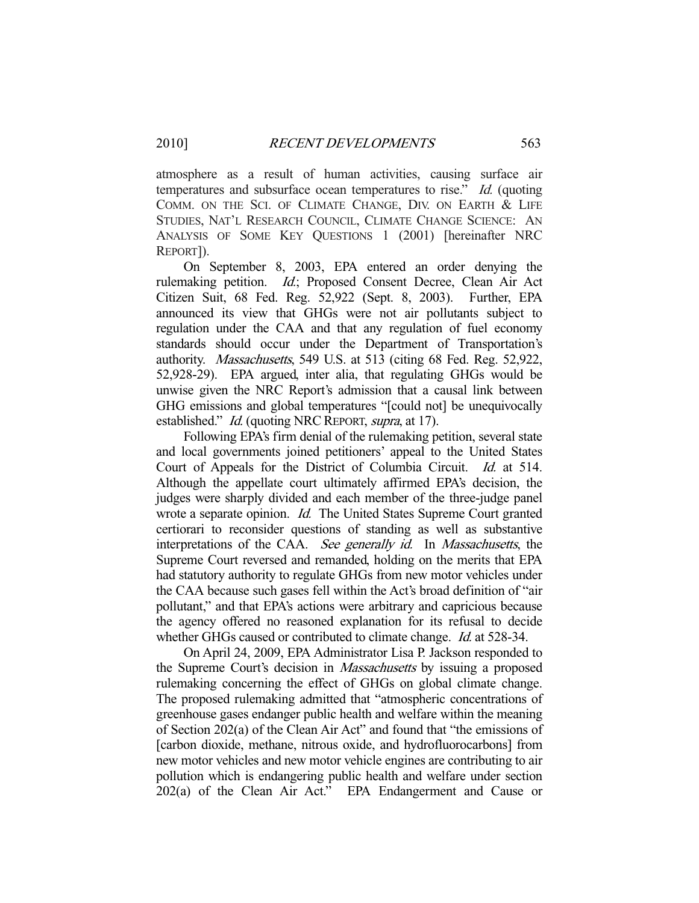atmosphere as a result of human activities, causing surface air temperatures and subsurface ocean temperatures to rise." *Id.* (quoting COMM. ON THE SCI. OF CLIMATE CHANGE, DIV. ON EARTH & LIFE STUDIES, NAT'L RESEARCH COUNCIL, CLIMATE CHANGE SCIENCE: AN ANALYSIS OF SOME KEY QUESTIONS 1 (2001) [hereinafter NRC REPORT]).

On September 8, 2003, EPA entered an order denying the rulemaking petition. *Id.*; Proposed Consent Decree, Clean Air Act Citizen Suit, 68 Fed. Reg. 52,922 (Sept. 8, 2003). Further, EPA announced its view that GHGs were not air pollutants subject to regulation under the CAA and that any regulation of fuel economy standards should occur under the Department of Transportation's authority. *Massachusetts*, 549 U.S. at 513 (citing 68 Fed. Reg. 52,922, 52,928-29). EPA argued, inter alia, that regulating GHGs would be unwise given the NRC Report's admission that a causal link between GHG emissions and global temperatures "[could not] be unequivocally established." *Id.* (quoting NRC REPORT, *supra*, at 17).

Following EPA's firm denial of the rulemaking petition, several state and local governments joined petitioners' appeal to the United States Court of Appeals for the District of Columbia Circuit. *Id.* at 514. Although the appellate court ultimately affirmed EPA's decision, the judges were sharply divided and each member of the three-judge panel wrote a separate opinion. *Id.* The United States Supreme Court granted certiorari to reconsider questions of standing as well as substantive interpretations of the CAA. *See generally id.* In *Massachusetts*, the Supreme Court reversed and remanded, holding on the merits that EPA had statutory authority to regulate GHGs from new motor vehicles under the CAA because such gases fell within the Act's broad definition of "air pollutant," and that EPA's actions were arbitrary and capricious because the agency offered no reasoned explanation for its refusal to decide whether GHGs caused or contributed to climate change. *Id.* at 528-34.

On April 24, 2009, EPA Administrator Lisa P. Jackson responded to the Supreme Court's decision in *Massachusetts* by issuing a proposed rulemaking concerning the effect of GHGs on global climate change. The proposed rulemaking admitted that "atmospheric concentrations of greenhouse gases endanger public health and welfare within the meaning of Section 202(a) of the Clean Air Act" and found that "the emissions of [carbon dioxide, methane, nitrous oxide, and hydrofluorocarbons] from new motor vehicles and new motor vehicle engines are contributing to air pollution which is endangering public health and welfare under section 202(a) of the Clean Air Act." EPA Endangerment and Cause or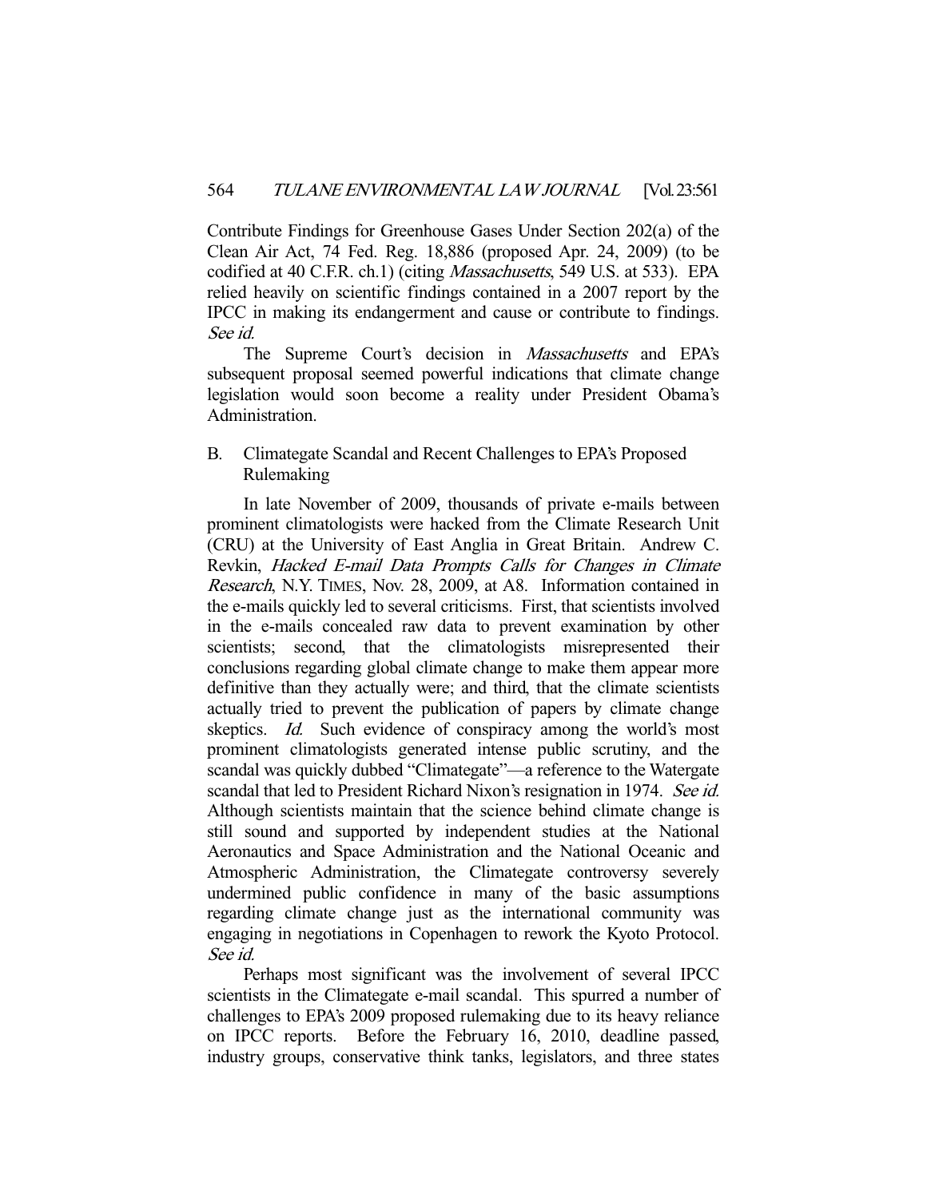Contribute Findings for Greenhouse Gases Under Section 202(a) of the Clean Air Act, 74 Fed. Reg. 18,886 (proposed Apr. 24, 2009) (to be codified at 40 C.F.R. ch.1) (citing *Massachusetts*, 549 U.S. at 533). EPA relied heavily on scientific findings contained in a 2007 report by the IPCC in making its endangerment and cause or contribute to findings. *See id.*

The Supreme Court's decision in *Massachusetts* and EPA's subsequent proposal seemed powerful indications that climate change legislation would soon become a reality under President Obama's Administration.

### B. Climategate Scandal and Recent Challenges to EPA's Proposed Rulemaking

In late November of 2009, thousands of private e-mails between prominent climatologists were hacked from the Climate Research Unit (CRU) at the University of East Anglia in Great Britain. Andrew C. Revkin, *Hacked E-mail Data Prompts Calls for Changes in Climate Research*, N.Y. TIMES, Nov. 28, 2009, at A8. Information contained in the e-mails quickly led to several criticisms. First, that scientists involved in the e-mails concealed raw data to prevent examination by other scientists; second, that the climatologists misrepresented their conclusions regarding global climate change to make them appear more definitive than they actually were; and third, that the climate scientists actually tried to prevent the publication of papers by climate change skeptics. *Id.* Such evidence of conspiracy among the world's most prominent climatologists generated intense public scrutiny, and the scandal was quickly dubbed "Climategate"—a reference to the Watergate scandal that led to President Richard Nixon's resignation in 1974. *See id.* Although scientists maintain that the science behind climate change is still sound and supported by independent studies at the National Aeronautics and Space Administration and the National Oceanic and Atmospheric Administration, the Climategate controversy severely undermined public confidence in many of the basic assumptions regarding climate change just as the international community was engaging in negotiations in Copenhagen to rework the Kyoto Protocol. *See id.*

Perhaps most significant was the involvement of several IPCC scientists in the Climategate e-mail scandal. This spurred a number of challenges to EPA's 2009 proposed rulemaking due to its heavy reliance on IPCC reports. Before the February 16, 2010, deadline passed, industry groups, conservative think tanks, legislators, and three states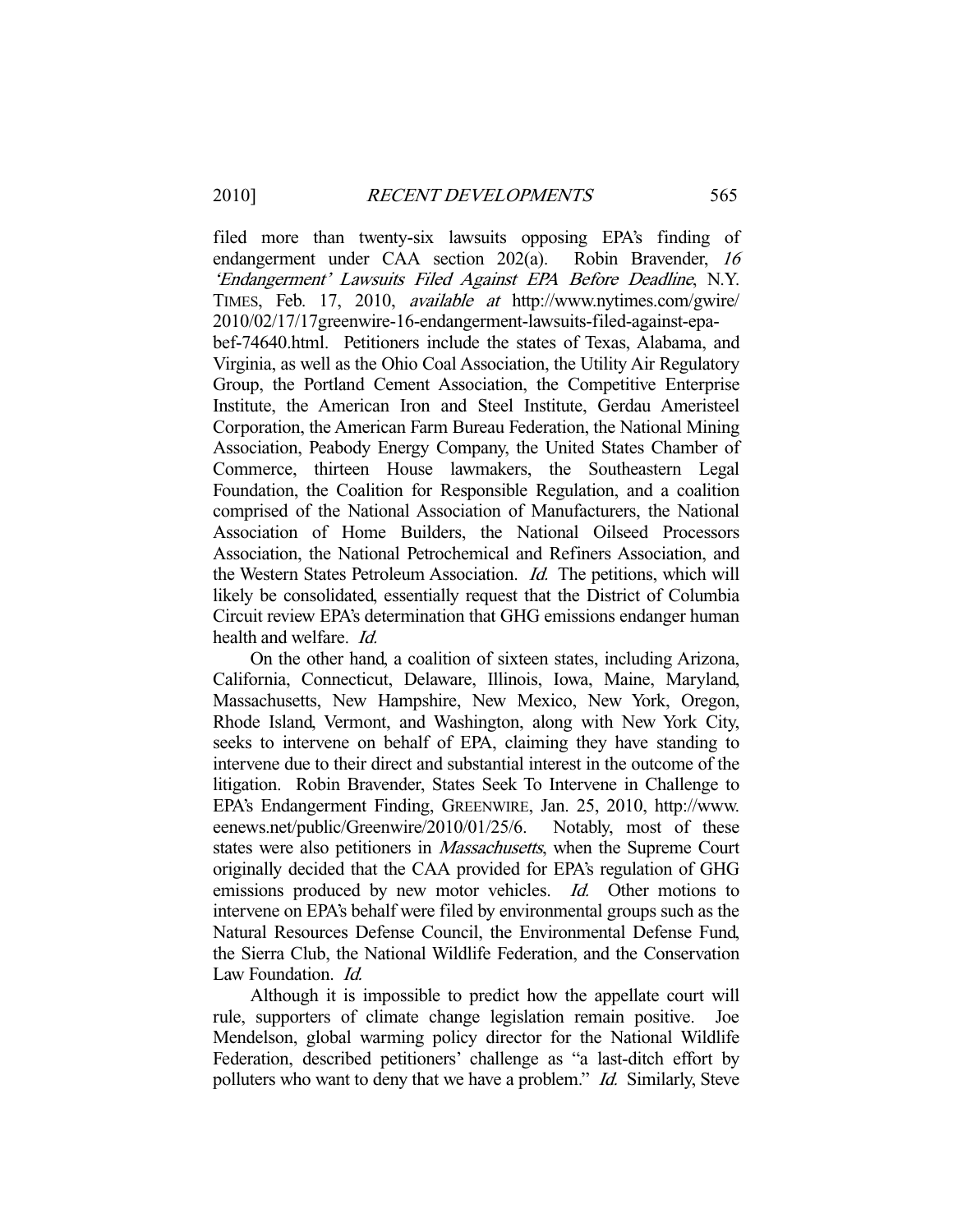filed more than twenty-six lawsuits opposing EPA's finding of endangerment under CAA section 202(a). Robin Bravender, *16 'Endangerment' Lawsuits Filed Against EPA Before Deadline*, N.Y. TIMES, Feb. 17, 2010, *available at* http://www.nytimes.com/gwire/2010/02/17/17greenwire-16-endangerment-lawsuits-filed-against-epa-bef-74640.html. Petitioners include the states of Texas, Alabama, and Virginia, as well as the Ohio Coal Association, the Utility Air Regulatory Group, the Portland Cement Association, the Competitive Enterprise Institute, the American Iron and Steel Institute, Gerdau Ameristeel Corporation, the American Farm Bureau Federation, the National Mining Association, Peabody Energy Company, the United States Chamber of Commerce, thirteen House lawmakers, the Southeastern Legal Foundation, the Coalition for Responsible Regulation, and a coalition comprised of the National Association of Manufacturers, the National Association of Home Builders, the National Oilseed Processors Association, the National Petrochemical and Refiners Association, and the Western States Petroleum Association. *Id.* The petitions, which will likely be consolidated, essentially request that the District of Columbia Circuit review EPA's determination that GHG emissions endanger human health and welfare. *Id.*

On the other hand, a coalition of sixteen states, including Arizona, California, Connecticut, Delaware, Illinois, Iowa, Maine, Maryland, Massachusetts, New Hampshire, New Mexico, New York, Oregon, Rhode Island, Vermont, and Washington, along with New York City, seeks to intervene on behalf of EPA, claiming they have standing to intervene due to their direct and substantial interest in the outcome of the litigation. Robin Bravender, States Seek To Intervene in Challenge to EPA's Endangerment Finding, GREENWIRE, Jan. 25, 2010, http://www.eenews.net/public/Greenwire/2010/01/25/6. Notably, most of these states were also petitioners in *Massachusetts*, when the Supreme Court originally decided that the CAA provided for EPA's regulation of GHG emissions produced by new motor vehicles. *Id.* Other motions to intervene on EPA's behalf were filed by environmental groups such as the Natural Resources Defense Council, the Environmental Defense Fund, the Sierra Club, the National Wildlife Federation, and the Conservation Law Foundation. *Id.*

Although it is impossible to predict how the appellate court will rule, supporters of climate change legislation remain positive. Joe Mendelson, global warming policy director for the National Wildlife Federation, described petitioners' challenge as "a last-ditch effort by polluters who want to deny that we have a problem." *Id.* Similarly, Steve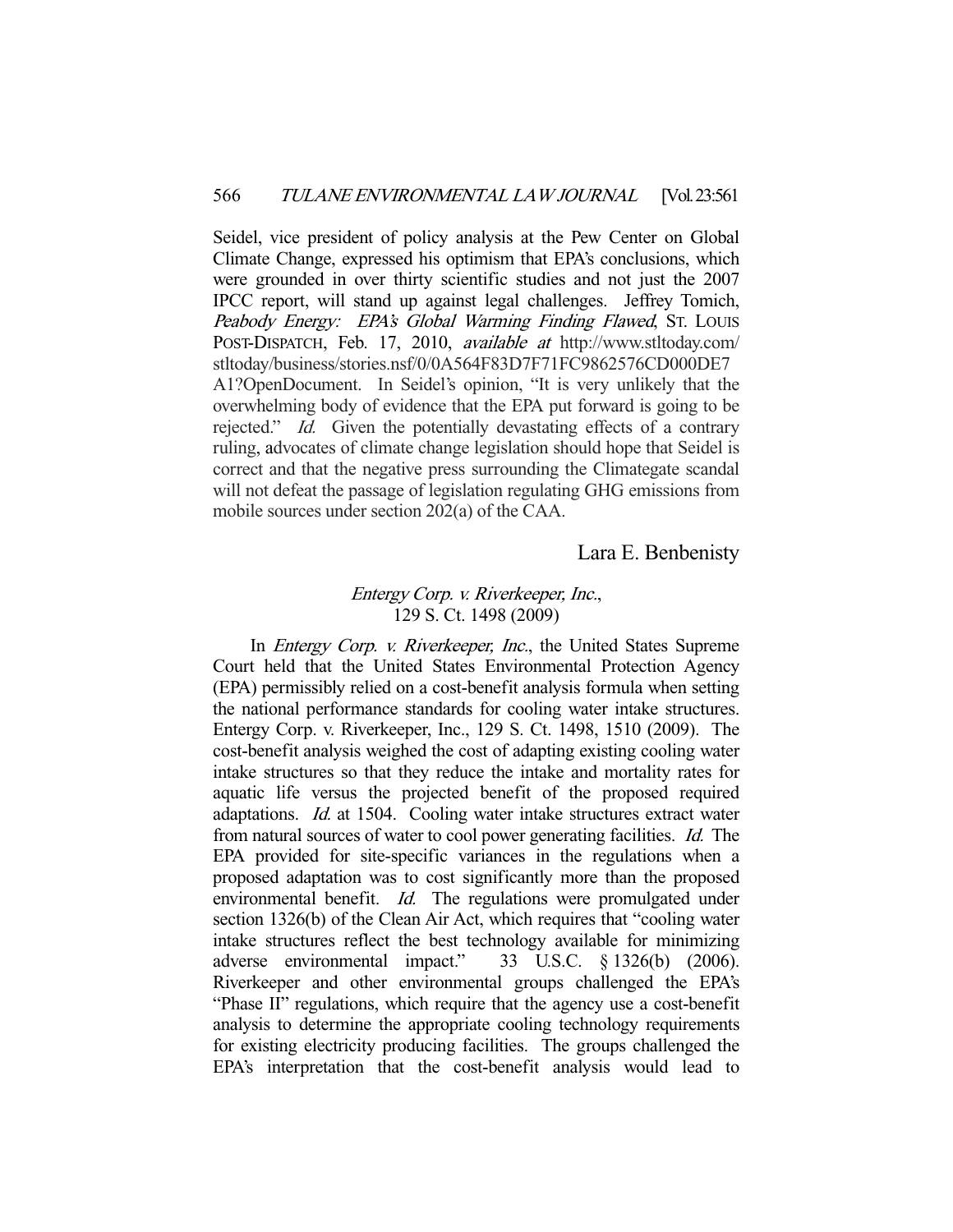Seidel, vice president of policy analysis at the Pew Center on Global Climate Change, expressed his optimism that EPA's conclusions, which were grounded in over thirty scientific studies and not just the 2007 IPCC report, will stand up against legal challenges. Jeffrey Tomich, *Peabody Energy: EPA's Global Warming Finding Flawed*, ST. LOUIS POST-DISPATCH, Feb. 17, 2010, *available at* http://www.stltoday.com/stltoday/business/stories.nsf/0/0A564F83D7F71FC9862576CD000DE7A1?OpenDocument. In Seidel's opinion, "It is very unlikely that the overwhelming body of evidence that the EPA put forward is going to be rejected." *Id.* Given the potentially devastating effects of a contrary ruling, advocates of climate change legislation should hope that Seidel is correct and that the negative press surrounding the Climategate scandal will not defeat the passage of legislation regulating GHG emissions from mobile sources under section 202(a) of the CAA.

Lara E. Benbenisty

## *Entergy Corp. v. Riverkeeper, Inc.*, 129 S. Ct. 1498 (2009)

In *Entergy Corp. v. Riverkeeper, Inc.*, the United States Supreme Court held that the United States Environmental Protection Agency (EPA) permissibly relied on a cost-benefit analysis formula when setting the national performance standards for cooling water intake structures. Entergy Corp. v. Riverkeeper, Inc., 129 S. Ct. 1498, 1510 (2009). The cost-benefit analysis weighed the cost of adapting existing cooling water intake structures so that they reduce the intake and mortality rates for aquatic life versus the projected benefit of the proposed required adaptations. *Id.* at 1504. Cooling water intake structures extract water from natural sources of water to cool power generating facilities. *Id.* The EPA provided for site-specific variances in the regulations when a proposed adaptation was to cost significantly more than the proposed environmental benefit. *Id.* The regulations were promulgated under section 1326(b) of the Clean Air Act, which requires that "cooling water intake structures reflect the best technology available for minimizing adverse environmental impact." 33 U.S.C. § 1326(b) (2006). Riverkeeper and other environmental groups challenged the EPA's "Phase II" regulations, which require that the agency use a cost-benefit analysis to determine the appropriate cooling technology requirements for existing electricity producing facilities. The groups challenged the EPA's interpretation that the cost-benefit analysis would lead to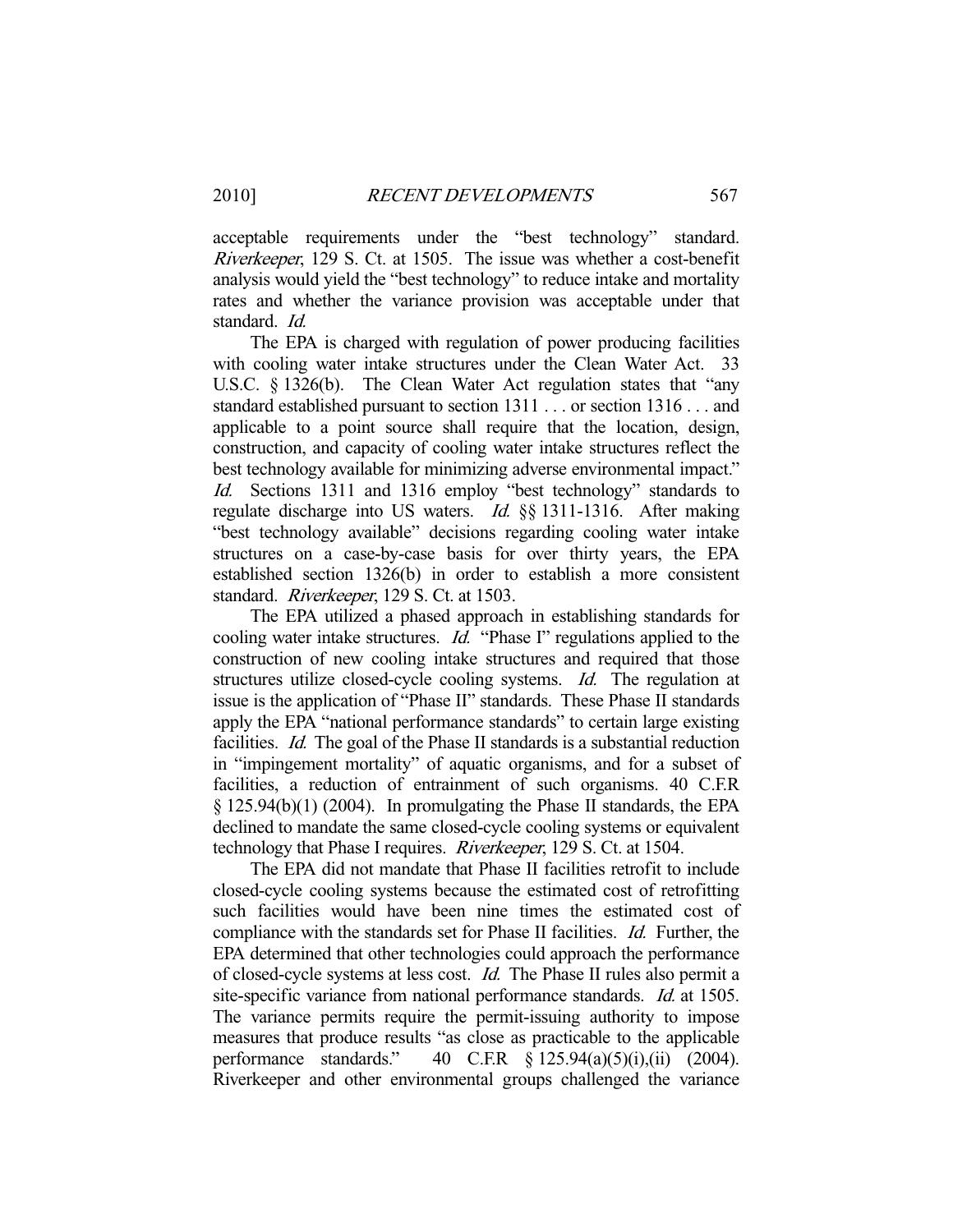acceptable requirements under the "best technology" standard. *Riverkeeper*, 129 S. Ct. at 1505. The issue was whether a cost-benefit analysis would yield the "best technology" to reduce intake and mortality rates and whether the variance provision was acceptable under that standard. *Id.*

The EPA is charged with regulation of power producing facilities with cooling water intake structures under the Clean Water Act. 33 U.S.C. § 1326(b). The Clean Water Act regulation states that "any standard established pursuant to section 1311 . . . or section 1316 . . . and applicable to a point source shall require that the location, design, construction, and capacity of cooling water intake structures reflect the best technology available for minimizing adverse environmental impact." *Id.* Sections 1311 and 1316 employ "best technology" standards to regulate discharge into US waters. *Id.* §§ 1311-1316. After making "best technology available" decisions regarding cooling water intake structures on a case-by-case basis for over thirty years, the EPA established section 1326(b) in order to establish a more consistent standard. *Riverkeeper*, 129 S. Ct. at 1503.

The EPA utilized a phased approach in establishing standards for cooling water intake structures. *Id.* "Phase I" regulations applied to the construction of new cooling intake structures and required that those structures utilize closed-cycle cooling systems. *Id.* The regulation at issue is the application of "Phase II" standards. These Phase II standards apply the EPA "national performance standards" to certain large existing facilities. *Id.* The goal of the Phase II standards is a substantial reduction in "impingement mortality" of aquatic organisms, and for a subset of facilities, a reduction of entrainment of such organisms. 40 C.F.R § 125.94(b)(1) (2004). In promulgating the Phase II standards, the EPA declined to mandate the same closed-cycle cooling systems or equivalent technology that Phase I requires. *Riverkeeper*, 129 S. Ct. at 1504.

The EPA did not mandate that Phase II facilities retrofit to include closed-cycle cooling systems because the estimated cost of retrofitting such facilities would have been nine times the estimated cost of compliance with the standards set for Phase II facilities. *Id.* Further, the EPA determined that other technologies could approach the performance of closed-cycle systems at less cost. *Id.* The Phase II rules also permit a site-specific variance from national performance standards. *Id.* at 1505. The variance permits require the permit-issuing authority to impose measures that produce results "as close as practicable to the applicable performance standards." 40 C.F.R § 125.94(a)(5)(i),(ii) (2004). Riverkeeper and other environmental groups challenged the variance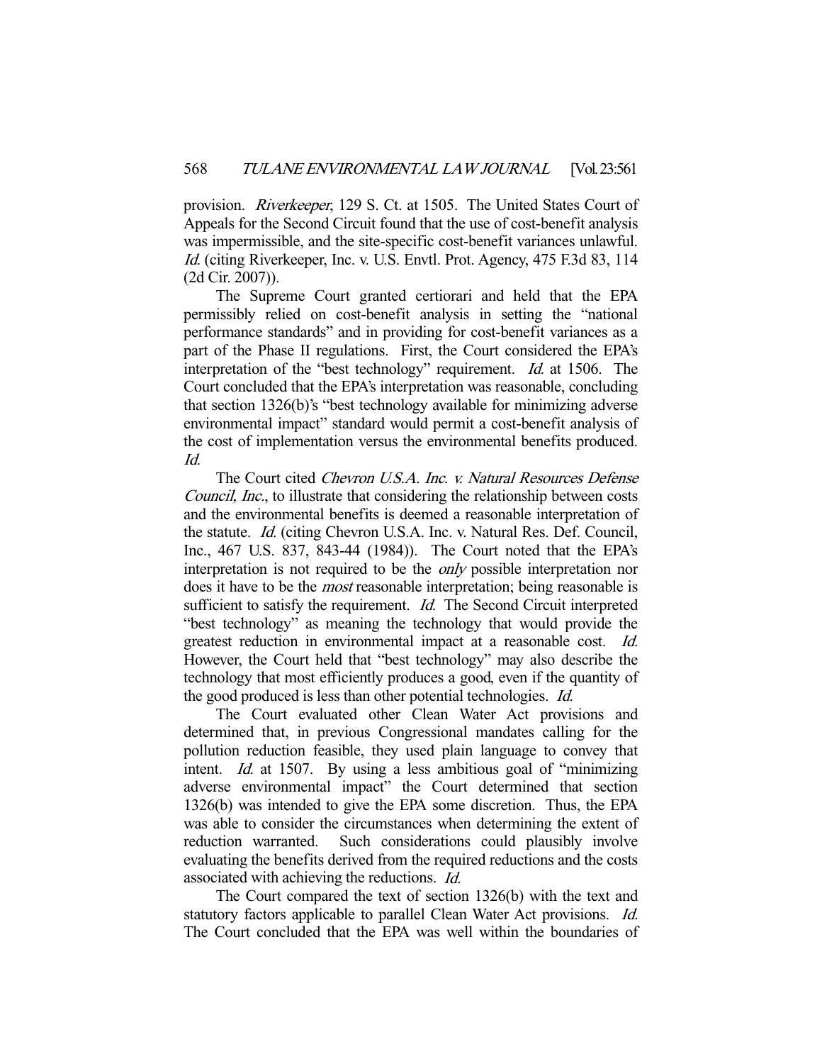provision. *Riverkeeper*, 129 S. Ct. at 1505. The United States Court of Appeals for the Second Circuit found that the use of cost-benefit analysis was impermissible, and the site-specific cost-benefit variances unlawful. *Id.* (citing Riverkeeper, Inc. v. U.S. Envtl. Prot. Agency, 475 F.3d 83, 114 (2d Cir. 2007)).

The Supreme Court granted certiorari and held that the EPA permissibly relied on cost-benefit analysis in setting the "national performance standards" and in providing for cost-benefit variances as a part of the Phase II regulations. First, the Court considered the EPA's interpretation of the "best technology" requirement. *Id.* at 1506. The Court concluded that the EPA's interpretation was reasonable, concluding that section 1326(b)'s "best technology available for minimizing adverse environmental impact" standard would permit a cost-benefit analysis of the cost of implementation versus the environmental benefits produced. *Id.*

The Court cited *Chevron U.S.A. Inc. v. Natural Resources Defense Council, Inc.*, to illustrate that considering the relationship between costs and the environmental benefits is deemed a reasonable interpretation of the statute. *Id.* (citing Chevron U.S.A. Inc. v. Natural Res. Def. Council, Inc., 467 U.S. 837, 843-44 (1984)). The Court noted that the EPA's interpretation is not required to be the *only* possible interpretation nor does it have to be the *most* reasonable interpretation; being reasonable is sufficient to satisfy the requirement. *Id.* The Second Circuit interpreted "best technology" as meaning the technology that would provide the greatest reduction in environmental impact at a reasonable cost. *Id.* However, the Court held that "best technology" may also describe the technology that most efficiently produces a good, even if the quantity of the good produced is less than other potential technologies. *Id.*

The Court evaluated other Clean Water Act provisions and determined that, in previous Congressional mandates calling for the pollution reduction feasible, they used plain language to convey that intent. *Id.* at 1507. By using a less ambitious goal of "minimizing adverse environmental impact" the Court determined that section 1326(b) was intended to give the EPA some discretion. Thus, the EPA was able to consider the circumstances when determining the extent of reduction warranted. Such considerations could plausibly involve evaluating the benefits derived from the required reductions and the costs associated with achieving the reductions. *Id.*

The Court compared the text of section 1326(b) with the text and statutory factors applicable to parallel Clean Water Act provisions. *Id.* The Court concluded that the EPA was well within the boundaries of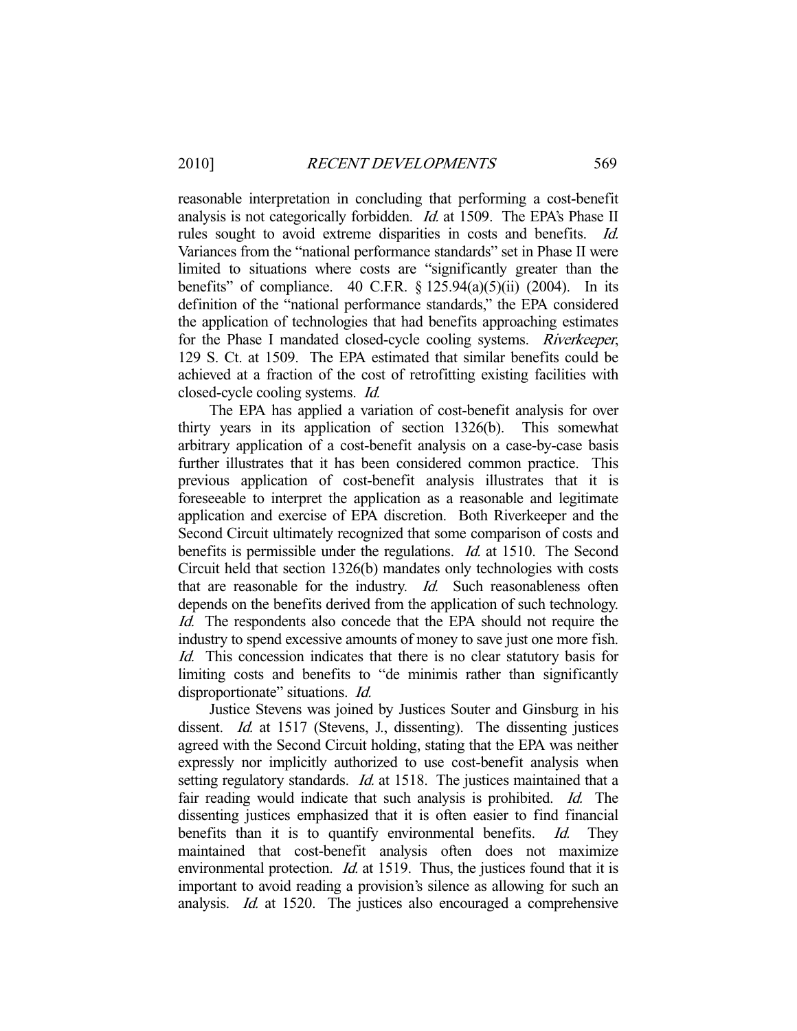reasonable interpretation in concluding that performing a cost-benefit analysis is not categorically forbidden. *Id.* at 1509. The EPA's Phase II rules sought to avoid extreme disparities in costs and benefits. *Id.* Variances from the "national performance standards" set in Phase II were limited to situations where costs are "significantly greater than the benefits" of compliance. 40 C.F.R. § 125.94(a)(5)(ii) (2004). In its definition of the "national performance standards," the EPA considered the application of technologies that had benefits approaching estimates for the Phase I mandated closed-cycle cooling systems. *Riverkeeper*, 129 S. Ct. at 1509. The EPA estimated that similar benefits could be achieved at a fraction of the cost of retrofitting existing facilities with closed-cycle cooling systems. *Id.*

The EPA has applied a variation of cost-benefit analysis for over thirty years in its application of section 1326(b). This somewhat arbitrary application of a cost-benefit analysis on a case-by-case basis further illustrates that it has been considered common practice. This previous application of cost-benefit analysis illustrates that it is foreseeable to interpret the application as a reasonable and legitimate application and exercise of EPA discretion. Both Riverkeeper and the Second Circuit ultimately recognized that some comparison of costs and benefits is permissible under the regulations. *Id.* at 1510. The Second Circuit held that section 1326(b) mandates only technologies with costs that are reasonable for the industry. *Id.* Such reasonableness often depends on the benefits derived from the application of such technology. *Id.* The respondents also concede that the EPA should not require the industry to spend excessive amounts of money to save just one more fish. *Id.* This concession indicates that there is no clear statutory basis for limiting costs and benefits to "de minimis rather than significantly disproportionate" situations. *Id.*

Justice Stevens was joined by Justices Souter and Ginsburg in his dissent. *Id.* at 1517 (Stevens, J., dissenting). The dissenting justices agreed with the Second Circuit holding, stating that the EPA was neither expressly nor implicitly authorized to use cost-benefit analysis when setting regulatory standards. *Id.* at 1518. The justices maintained that a fair reading would indicate that such analysis is prohibited. *Id.* The dissenting justices emphasized that it is often easier to find financial benefits than it is to quantify environmental benefits. *Id.* They maintained that cost-benefit analysis often does not maximize environmental protection. *Id.* at 1519. Thus, the justices found that it is important to avoid reading a provision's silence as allowing for such an analysis. *Id.* at 1520. The justices also encouraged a comprehensive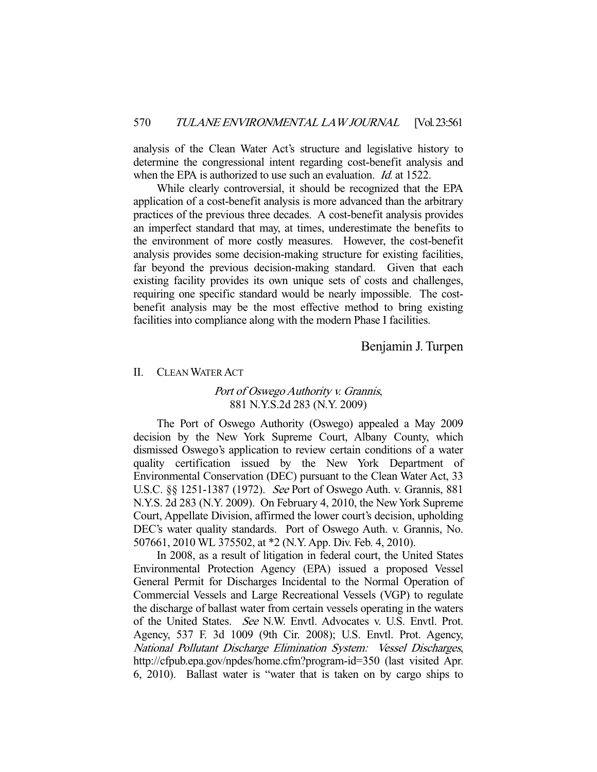analysis of the Clean Water Act's structure and legislative history to determine the congressional intent regarding cost-benefit analysis and when the EPA is authorized to use such an evaluation. *Id.* at 1522.

While clearly controversial, it should be recognized that the EPA application of a cost-benefit analysis is more advanced than the arbitrary practices of the previous three decades. A cost-benefit analysis provides an imperfect standard that may, at times, underestimate the benefits to the environment of more costly measures. However, the cost-benefit analysis provides some decision-making structure for existing facilities, far beyond the previous decision-making standard. Given that each existing facility provides its own unique sets of costs and challenges, requiring one specific standard would be nearly impossible. The cost-benefit analysis may be the most effective method to bring existing facilities into compliance along with the modern Phase I facilities.

Benjamin J. Turpen

## II. CLEAN WATER ACT

### *Port of Oswego Authority v. Grannis*, 881 N.Y.S.2d 283 (N.Y. 2009)

The Port of Oswego Authority (Oswego) appealed a May 2009 decision by the New York Supreme Court, Albany County, which dismissed Oswego's application to review certain conditions of a water quality certification issued by the New York Department of Environmental Conservation (DEC) pursuant to the Clean Water Act, 33 U.S.C. §§ 1251-1387 (1972). *See* Port of Oswego Auth. v. Grannis, 881 N.Y.S. 2d 283 (N.Y. 2009). On February 4, 2010, the New York Supreme Court, Appellate Division, affirmed the lower court's decision, upholding DEC's water quality standards. Port of Oswego Auth. v. Grannis, No. 507661, 2010 WL 375502, at *2 (N.Y. App. Div. Feb. 4, 2010).

In 2008, as a result of litigation in federal court, the United States Environmental Protection Agency (EPA) issued a proposed Vessel General Permit for Discharges Incidental to the Normal Operation of Commercial Vessels and Large Recreational Vessels (VGP) to regulate the discharge of ballast water from certain vessels operating in the waters of the United States. *See* N.W. Envtl. Advocates v. U.S. Envtl. Prot. Agency, 537 F. 3d 1009 (9th Cir. 2008); U.S. Envtl. Prot. Agency, *National Pollutant Discharge Elimination System: Vessel Discharges*, http://cfpub.epa.gov/npdes/home.cfm?program-id=350 (last visited Apr. 6, 2010). Ballast water is "water that is taken on by cargo ships to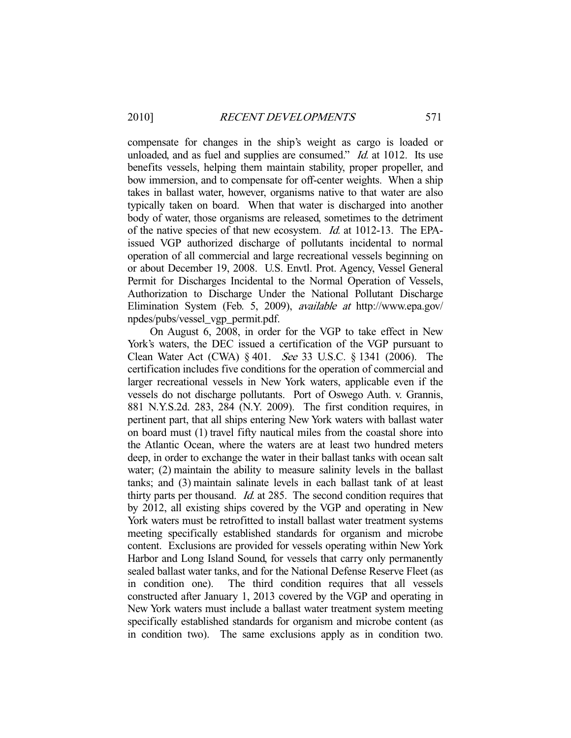compensate for changes in the ship's weight as cargo is loaded or unloaded, and as fuel and supplies are consumed." *Id.* at 1012. Its use benefits vessels, helping them maintain stability, proper propeller, and bow immersion, and to compensate for off-center weights. When a ship takes in ballast water, however, organisms native to that water are also typically taken on board. When that water is discharged into another body of water, those organisms are released, sometimes to the detriment of the native species of that new ecosystem. *Id.* at 1012-13. The EPA-issued VGP authorized discharge of pollutants incidental to normal operation of all commercial and large recreational vessels beginning on or about December 19, 2008. U.S. Envtl. Prot. Agency, Vessel General Permit for Discharges Incidental to the Normal Operation of Vessels, Authorization to Discharge Under the National Pollutant Discharge Elimination System (Feb. 5, 2009), *available at* http://www.epa.gov/npdes/pubs/vessel_vgp_permit.pdf.

On August 6, 2008, in order for the VGP to take effect in New York's waters, the DEC issued a certification of the VGP pursuant to Clean Water Act (CWA) § 401. *See* 33 U.S.C. § 1341 (2006). The certification includes five conditions for the operation of commercial and larger recreational vessels in New York waters, applicable even if the vessels do not discharge pollutants. Port of Oswego Auth. v. Grannis, 881 N.Y.S.2d. 283, 284 (N.Y. 2009). The first condition requires, in pertinent part, that all ships entering New York waters with ballast water on board must (1) travel fifty nautical miles from the coastal shore into the Atlantic Ocean, where the waters are at least two hundred meters deep, in order to exchange the water in their ballast tanks with ocean salt water; (2) maintain the ability to measure salinity levels in the ballast tanks; and (3) maintain salinate levels in each ballast tank of at least thirty parts per thousand. *Id.* at 285. The second condition requires that by 2012, all existing ships covered by the VGP and operating in New York waters must be retrofitted to install ballast water treatment systems meeting specifically established standards for organism and microbe content. Exclusions are provided for vessels operating within New York Harbor and Long Island Sound, for vessels that carry only permanently sealed ballast water tanks, and for the National Defense Reserve Fleet (as in condition one). The third condition requires that all vessels constructed after January 1, 2013 covered by the VGP and operating in New York waters must include a ballast water treatment system meeting specifically established standards for organism and microbe content (as in condition two). The same exclusions apply as in condition two.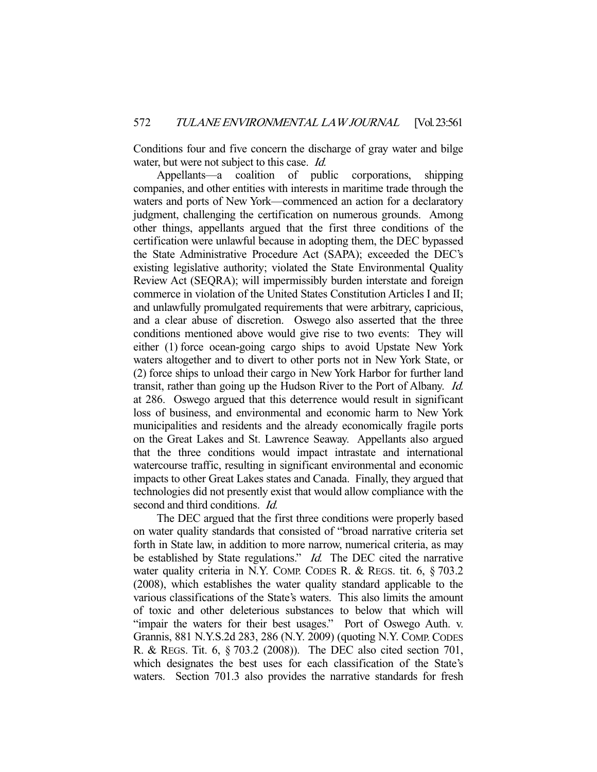Conditions four and five concern the discharge of gray water and bilge water, but were not subject to this case. *Id.*

Appellants—a coalition of public corporations, shipping companies, and other entities with interests in maritime trade through the waters and ports of New York—commenced an action for a declaratory judgment, challenging the certification on numerous grounds. Among other things, appellants argued that the first three conditions of the certification were unlawful because in adopting them, the DEC bypassed the State Administrative Procedure Act (SAPA); exceeded the DEC's existing legislative authority; violated the State Environmental Quality Review Act (SEQRA); will impermissibly burden interstate and foreign commerce in violation of the United States Constitution Articles I and II; and unlawfully promulgated requirements that were arbitrary, capricious, and a clear abuse of discretion. Oswego also asserted that the three conditions mentioned above would give rise to two events: They will either (1) force ocean-going cargo ships to avoid Upstate New York waters altogether and to divert to other ports not in New York State, or (2) force ships to unload their cargo in New York Harbor for further land transit, rather than going up the Hudson River to the Port of Albany. *Id.* at 286. Oswego argued that this deterrence would result in significant loss of business, and environmental and economic harm to New York municipalities and residents and the already economically fragile ports on the Great Lakes and St. Lawrence Seaway. Appellants also argued that the three conditions would impact intrastate and international watercourse traffic, resulting in significant environmental and economic impacts to other Great Lakes states and Canada. Finally, they argued that technologies did not presently exist that would allow compliance with the second and third conditions. *Id.*

The DEC argued that the first three conditions were properly based on water quality standards that consisted of "broad narrative criteria set forth in State law, in addition to more narrow, numerical criteria, as may be established by State regulations." *Id.* The DEC cited the narrative water quality criteria in N.Y. COMP. CODES R. & REGS. tit. 6, § 703.2 (2008), which establishes the water quality standard applicable to the various classifications of the State's waters. This also limits the amount of toxic and other deleterious substances to below that which will "impair the waters for their best usages." Port of Oswego Auth. v. Grannis, 881 N.Y.S.2d 283, 286 (N.Y. 2009) (quoting N.Y. COMP. CODES R. & REGS. Tit. 6, § 703.2 (2008)). The DEC also cited section 701, which designates the best uses for each classification of the State's waters. Section 701.3 also provides the narrative standards for fresh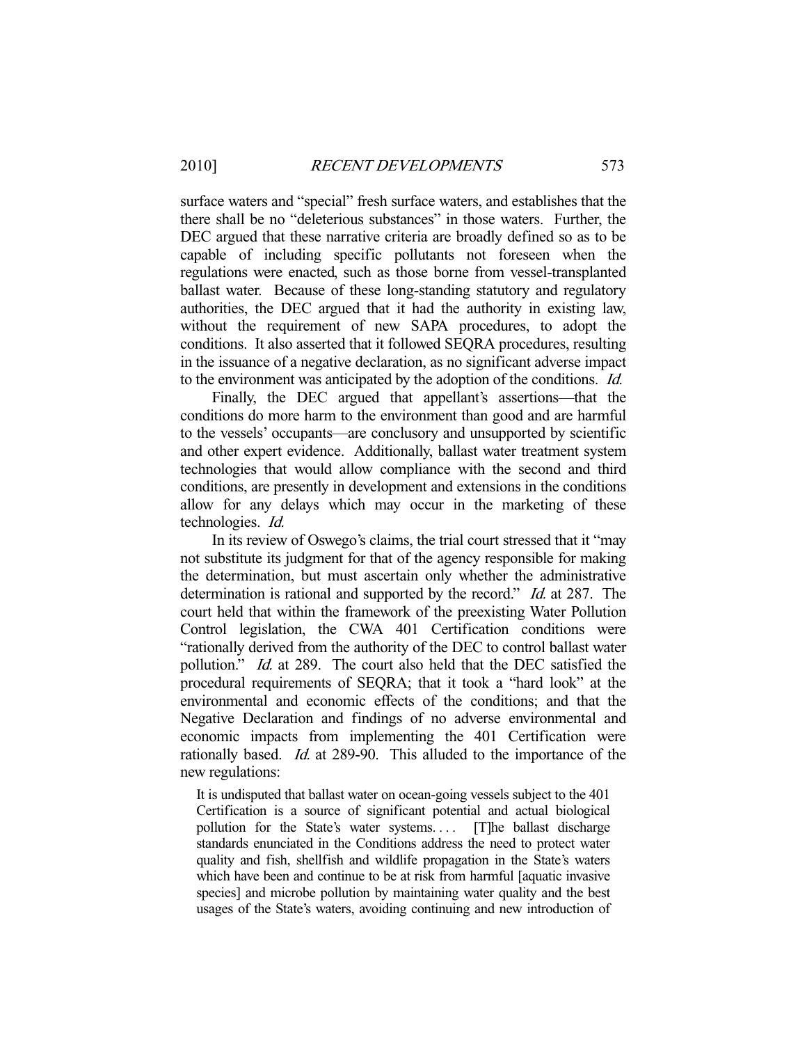surface waters and "special" fresh surface waters, and establishes that the there shall be no "deleterious substances" in those waters. Further, the DEC argued that these narrative criteria are broadly defined so as to be capable of including specific pollutants not foreseen when the regulations were enacted, such as those borne from vessel-transplanted ballast water. Because of these long-standing statutory and regulatory authorities, the DEC argued that it had the authority in existing law, without the requirement of new SAPA procedures, to adopt the conditions. It also asserted that it followed SEQRA procedures, resulting in the issuance of a negative declaration, as no significant adverse impact to the environment was anticipated by the adoption of the conditions. *Id.*

Finally, the DEC argued that appellant's assertions—that the conditions do more harm to the environment than good and are harmful to the vessels' occupants—are conclusory and unsupported by scientific and other expert evidence. Additionally, ballast water treatment system technologies that would allow compliance with the second and third conditions, are presently in development and extensions in the conditions allow for any delays which may occur in the marketing of these technologies. *Id.*

In its review of Oswego's claims, the trial court stressed that it "may not substitute its judgment for that of the agency responsible for making the determination, but must ascertain only whether the administrative determination is rational and supported by the record." *Id.* at 287. The court held that within the framework of the preexisting Water Pollution Control legislation, the CWA 401 Certification conditions were "rationally derived from the authority of the DEC to control ballast water pollution." *Id.* at 289. The court also held that the DEC satisfied the procedural requirements of SEQRA; that it took a "hard look" at the environmental and economic effects of the conditions; and that the Negative Declaration and findings of no adverse environmental and economic impacts from implementing the 401 Certification were rationally based. *Id.* at 289-90. This alluded to the importance of the new regulations:

> It is undisputed that ballast water on ocean-going vessels subject to the 401 Certification is a source of significant potential and actual biological pollution for the State's water systems. . . . [T]he ballast discharge standards enunciated in the Conditions address the need to protect water quality and fish, shellfish and wildlife propagation in the State's waters which have been and continue to be at risk from harmful [aquatic invasive species] and microbe pollution by maintaining water quality and the best usages of the State's waters, avoiding continuing and new introduction of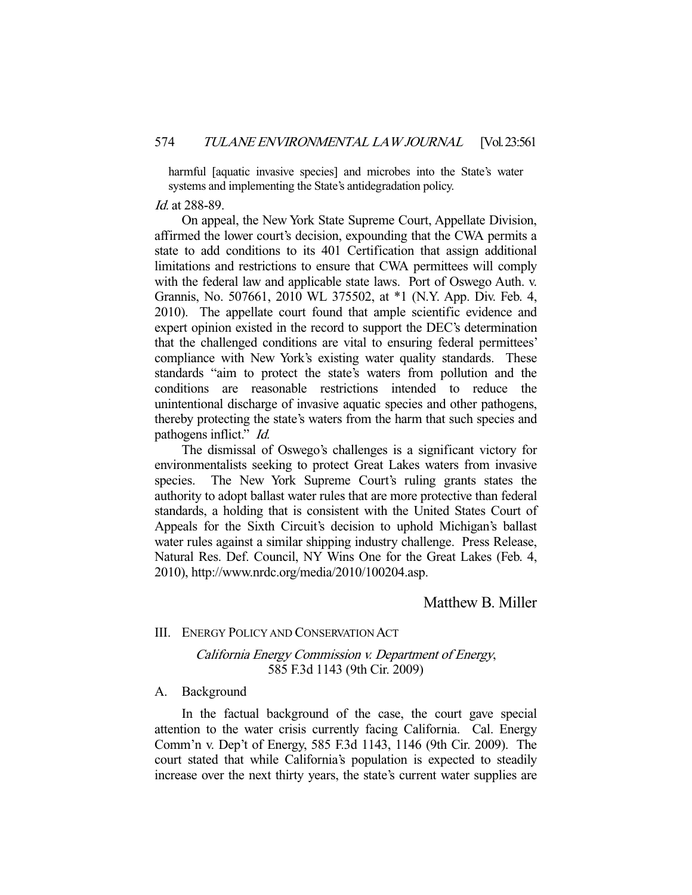> harmful [aquatic invasive species] and microbes into the State's water systems and implementing the State's antidegradation policy.

*Id.* at 288-89.

On appeal, the New York State Supreme Court, Appellate Division, affirmed the lower court's decision, expounding that the CWA permits a state to add conditions to its 401 Certification that assign additional limitations and restrictions to ensure that CWA permittees will comply with the federal law and applicable state laws. Port of Oswego Auth. v. Grannis, No. 507661, 2010 WL 375502, at *1 (N.Y. App. Div. Feb. 4, 2010). The appellate court found that ample scientific evidence and expert opinion existed in the record to support the DEC's determination that the challenged conditions are vital to ensuring federal permittees' compliance with New York's existing water quality standards. These standards "aim to protect the state's waters from pollution and the conditions are reasonable restrictions intended to reduce the unintentional discharge of invasive aquatic species and other pathogens, thereby protecting the state's waters from the harm that such species and pathogens inflict." *Id.*

The dismissal of Oswego's challenges is a significant victory for environmentalists seeking to protect Great Lakes waters from invasive species. The New York Supreme Court's ruling grants states the authority to adopt ballast water rules that are more protective than federal standards, a holding that is consistent with the United States Court of Appeals for the Sixth Circuit's decision to uphold Michigan's ballast water rules against a similar shipping industry challenge. Press Release, Natural Res. Def. Council, NY Wins One for the Great Lakes (Feb. 4, 2010), http://www.nrdc.org/media/2010/100204.asp.

Matthew B. Miller

## III. Energy Policy and Conservation Act

### *California Energy Commission v. Department of Energy*, 585 F.3d 1143 (9th Cir. 2009)

### A. Background

In the factual background of the case, the court gave special attention to the water crisis currently facing California. Cal. Energy Comm'n v. Dep't of Energy, 585 F.3d 1143, 1146 (9th Cir. 2009). The court stated that while California's population is expected to steadily increase over the next thirty years, the state's current water supplies are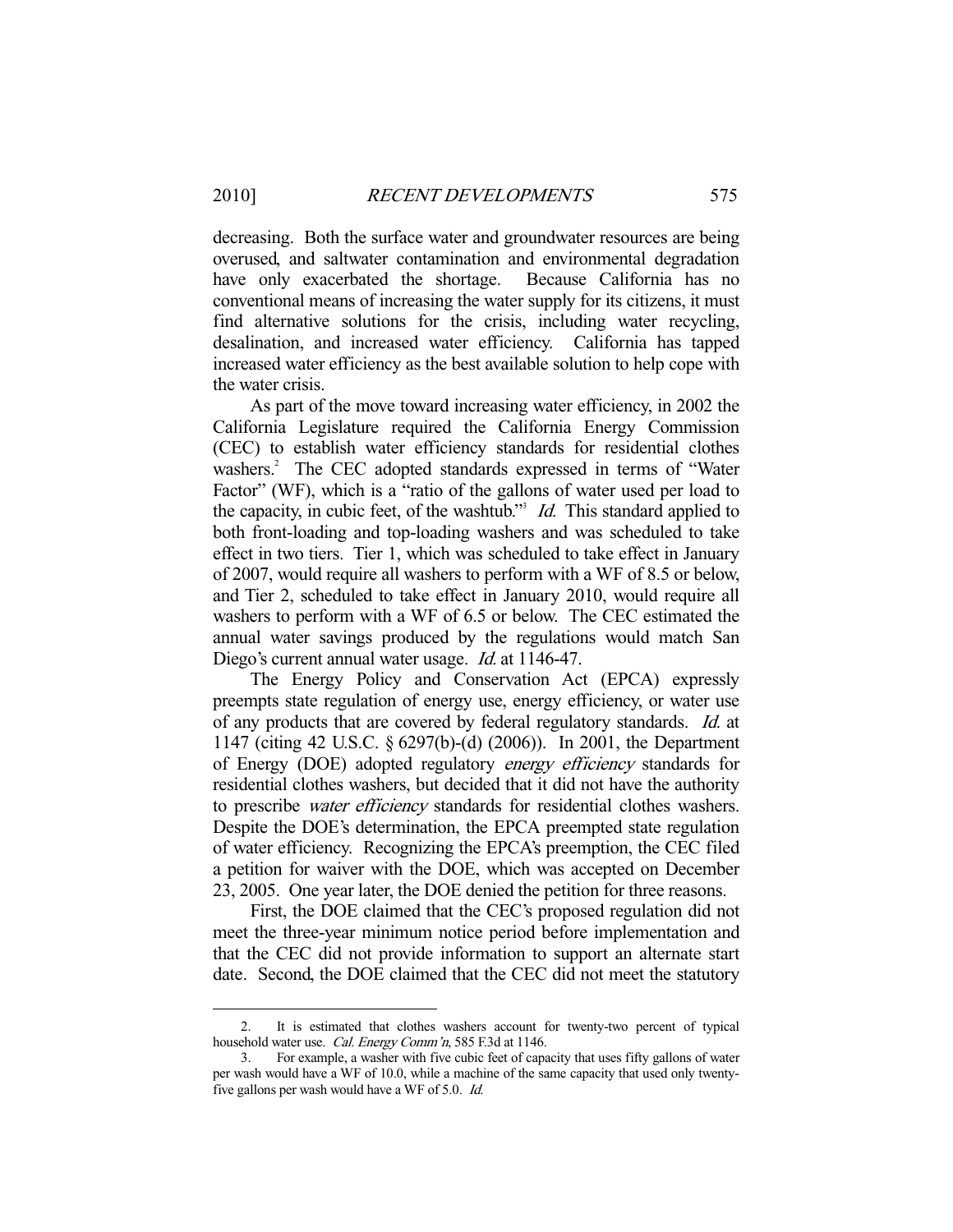decreasing. Both the surface water and groundwater resources are being overused, and saltwater contamination and environmental degradation have only exacerbated the shortage. Because California has no conventional means of increasing the water supply for its citizens, it must find alternative solutions for the crisis, including water recycling, desalination, and increased water efficiency. California has tapped increased water efficiency as the best available solution to help cope with the water crisis.

As part of the move toward increasing water efficiency, in 2002 the California Legislature required the California Energy Commission (CEC) to establish water efficiency standards for residential clothes washers.[2] The CEC adopted standards expressed in terms of "Water Factor" (WF), which is a "ratio of the gallons of water used per load to the capacity, in cubic feet, of the washtub."[3] *Id.* This standard applied to both front-loading and top-loading washers and was scheduled to take effect in two tiers. Tier 1, which was scheduled to take effect in January of 2007, would require all washers to perform with a WF of 8.5 or below, and Tier 2, scheduled to take effect in January 2010, would require all washers to perform with a WF of 6.5 or below. The CEC estimated the annual water savings produced by the regulations would match San Diego's current annual water usage. *Id.* at 1146-47.

The Energy Policy and Conservation Act (EPCA) expressly preempts state regulation of energy use, energy efficiency, or water use of any products that are covered by federal regulatory standards. *Id.* at 1147 (citing 42 U.S.C. § 6297(b)-(d) (2006)). In 2001, the Department of Energy (DOE) adopted regulatory *energy efficiency* standards for residential clothes washers, but decided that it did not have the authority to prescribe *water efficiency* standards for residential clothes washers. Despite the DOE's determination, the EPCA preempted state regulation of water efficiency. Recognizing the EPCA's preemption, the CEC filed a petition for waiver with the DOE, which was accepted on December 23, 2005. One year later, the DOE denied the petition for three reasons.

First, the DOE claimed that the CEC's proposed regulation did not meet the three-year minimum notice period before implementation and that the CEC did not provide information to support an alternate start date. Second, the DOE claimed that the CEC did not meet the statutory

---

2. It is estimated that clothes washers account for twenty-two percent of typical household water use. *Cal. Energy Comm'n*, 585 F.3d at 1146.

3. For example, a washer with five cubic feet of capacity that uses fifty gallons of water per wash would have a WF of 10.0, while a machine of the same capacity that used only twenty-five gallons per wash would have a WF of 5.0. *Id.*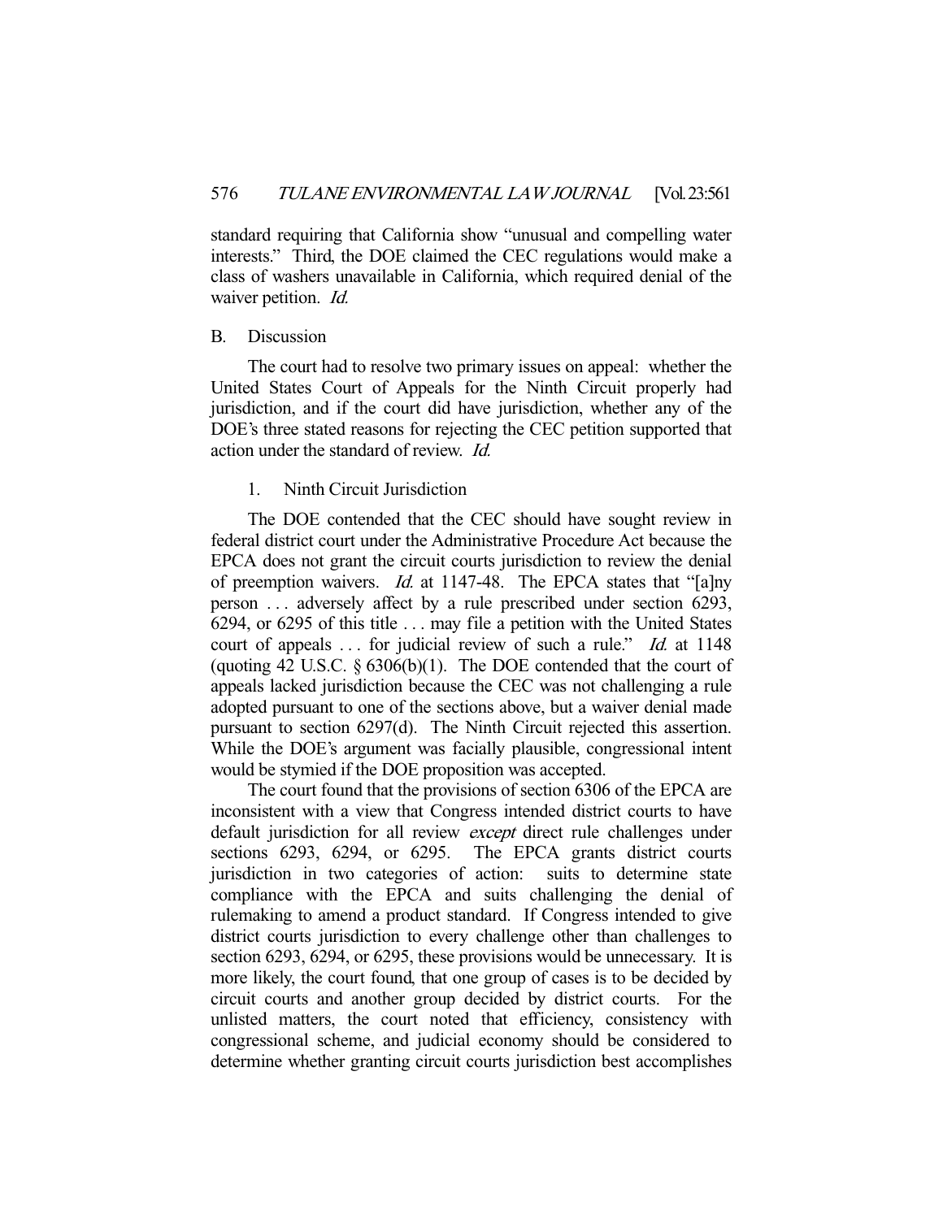standard requiring that California show "unusual and compelling water interests." Third, the DOE claimed the CEC regulations would make a class of washers unavailable in California, which required denial of the waiver petition. *Id.*

## B. Discussion

The court had to resolve two primary issues on appeal: whether the United States Court of Appeals for the Ninth Circuit properly had jurisdiction, and if the court did have jurisdiction, whether any of the DOE's three stated reasons for rejecting the CEC petition supported that action under the standard of review. *Id.*

### 1. Ninth Circuit Jurisdiction

The DOE contended that the CEC should have sought review in federal district court under the Administrative Procedure Act because the EPCA does not grant the circuit courts jurisdiction to review the denial of preemption waivers. *Id.* at 1147-48. The EPCA states that "[a]ny person . . . adversely affect by a rule prescribed under section 6293, 6294, or 6295 of this title . . . may file a petition with the United States court of appeals . . . for judicial review of such a rule." *Id.* at 1148 (quoting 42 U.S.C. § 6306(b)(1). The DOE contended that the court of appeals lacked jurisdiction because the CEC was not challenging a rule adopted pursuant to one of the sections above, but a waiver denial made pursuant to section 6297(d). The Ninth Circuit rejected this assertion. While the DOE's argument was facially plausible, congressional intent would be stymied if the DOE proposition was accepted.

The court found that the provisions of section 6306 of the EPCA are inconsistent with a view that Congress intended district courts to have default jurisdiction for all review *except* direct rule challenges under sections 6293, 6294, or 6295. The EPCA grants district courts jurisdiction in two categories of action: suits to determine state compliance with the EPCA and suits challenging the denial of rulemaking to amend a product standard. If Congress intended to give district courts jurisdiction to every challenge other than challenges to section 6293, 6294, or 6295, these provisions would be unnecessary. It is more likely, the court found, that one group of cases is to be decided by circuit courts and another group decided by district courts. For the unlisted matters, the court noted that efficiency, consistency with congressional scheme, and judicial economy should be considered to determine whether granting circuit courts jurisdiction best accomplishes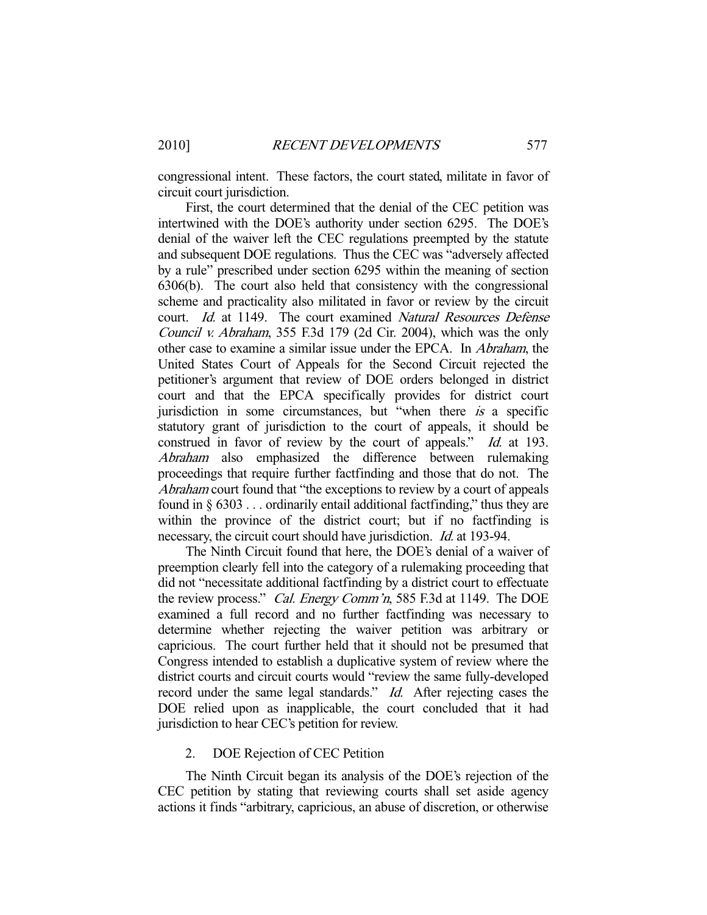congressional intent. These factors, the court stated, militate in favor of circuit court jurisdiction.

First, the court determined that the denial of the CEC petition was intertwined with the DOE's authority under section 6295. The DOE's denial of the waiver left the CEC regulations preempted by the statute and subsequent DOE regulations. Thus the CEC was "adversely affected by a rule" prescribed under section 6295 within the meaning of section 6306(b). The court also held that consistency with the congressional scheme and practicality also militated in favor or review by the circuit court. *Id.* at 1149. The court examined *Natural Resources Defense Council v. Abraham*, 355 F.3d 179 (2d Cir. 2004), which was the only other case to examine a similar issue under the EPCA. In *Abraham*, the United States Court of Appeals for the Second Circuit rejected the petitioner's argument that review of DOE orders belonged in district court and that the EPCA specifically provides for district court jurisdiction in some circumstances, but "when there *is* a specific statutory grant of jurisdiction to the court of appeals, it should be construed in favor of review by the court of appeals." *Id.* at 193. *Abraham* also emphasized the difference between rulemaking proceedings that require further factfinding and those that do not. The *Abraham* court found that "the exceptions to review by a court of appeals found in § 6303 . . . ordinarily entail additional factfinding," thus they are within the province of the district court; but if no factfinding is necessary, the circuit court should have jurisdiction. *Id.* at 193-94.

The Ninth Circuit found that here, the DOE's denial of a waiver of preemption clearly fell into the category of a rulemaking proceeding that did not "necessitate additional factfinding by a district court to effectuate the review process." *Cal. Energy Comm'n*, 585 F.3d at 1149. The DOE examined a full record and no further factfinding was necessary to determine whether rejecting the waiver petition was arbitrary or capricious. The court further held that it should not be presumed that Congress intended to establish a duplicative system of review where the district courts and circuit courts would "review the same fully-developed record under the same legal standards." *Id.* After rejecting cases the DOE relied upon as inapplicable, the court concluded that it had jurisdiction to hear CEC's petition for review.

### 2. DOE Rejection of CEC Petition

The Ninth Circuit began its analysis of the DOE's rejection of the CEC petition by stating that reviewing courts shall set aside agency actions it finds "arbitrary, capricious, an abuse of discretion, or otherwise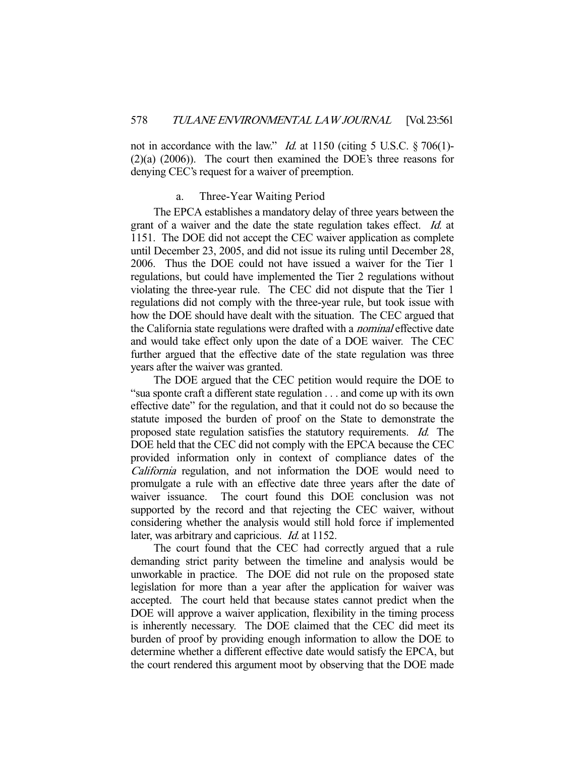not in accordance with the law." *Id.* at 1150 (citing 5 U.S.C. § 706(1)-(2)(a) (2006)). The court then examined the DOE's three reasons for denying CEC's request for a waiver of preemption.

### a. Three-Year Waiting Period

The EPCA establishes a mandatory delay of three years between the grant of a waiver and the date the state regulation takes effect. *Id.* at 1151. The DOE did not accept the CEC waiver application as complete until December 23, 2005, and did not issue its ruling until December 28, 2006. Thus the DOE could not have issued a waiver for the Tier 1 regulations, but could have implemented the Tier 2 regulations without violating the three-year rule. The CEC did not dispute that the Tier 1 regulations did not comply with the three-year rule, but took issue with how the DOE should have dealt with the situation. The CEC argued that the California state regulations were drafted with a *nominal* effective date and would take effect only upon the date of a DOE waiver. The CEC further argued that the effective date of the state regulation was three years after the waiver was granted.

The DOE argued that the CEC petition would require the DOE to "sua sponte craft a different state regulation . . . and come up with its own effective date" for the regulation, and that it could not do so because the statute imposed the burden of proof on the State to demonstrate the proposed state regulation satisfies the statutory requirements. *Id.* The DOE held that the CEC did not comply with the EPCA because the CEC provided information only in context of compliance dates of the *California* regulation, and not information the DOE would need to promulgate a rule with an effective date three years after the date of waiver issuance. The court found this DOE conclusion was not supported by the record and that rejecting the CEC waiver, without considering whether the analysis would still hold force if implemented later, was arbitrary and capricious. *Id.* at 1152.

The court found that the CEC had correctly argued that a rule demanding strict parity between the timeline and analysis would be unworkable in practice. The DOE did not rule on the proposed state legislation for more than a year after the application for waiver was accepted. The court held that because states cannot predict when the DOE will approve a waiver application, flexibility in the timing process is inherently necessary. The DOE claimed that the CEC did meet its burden of proof by providing enough information to allow the DOE to determine whether a different effective date would satisfy the EPCA, but the court rendered this argument moot by observing that the DOE made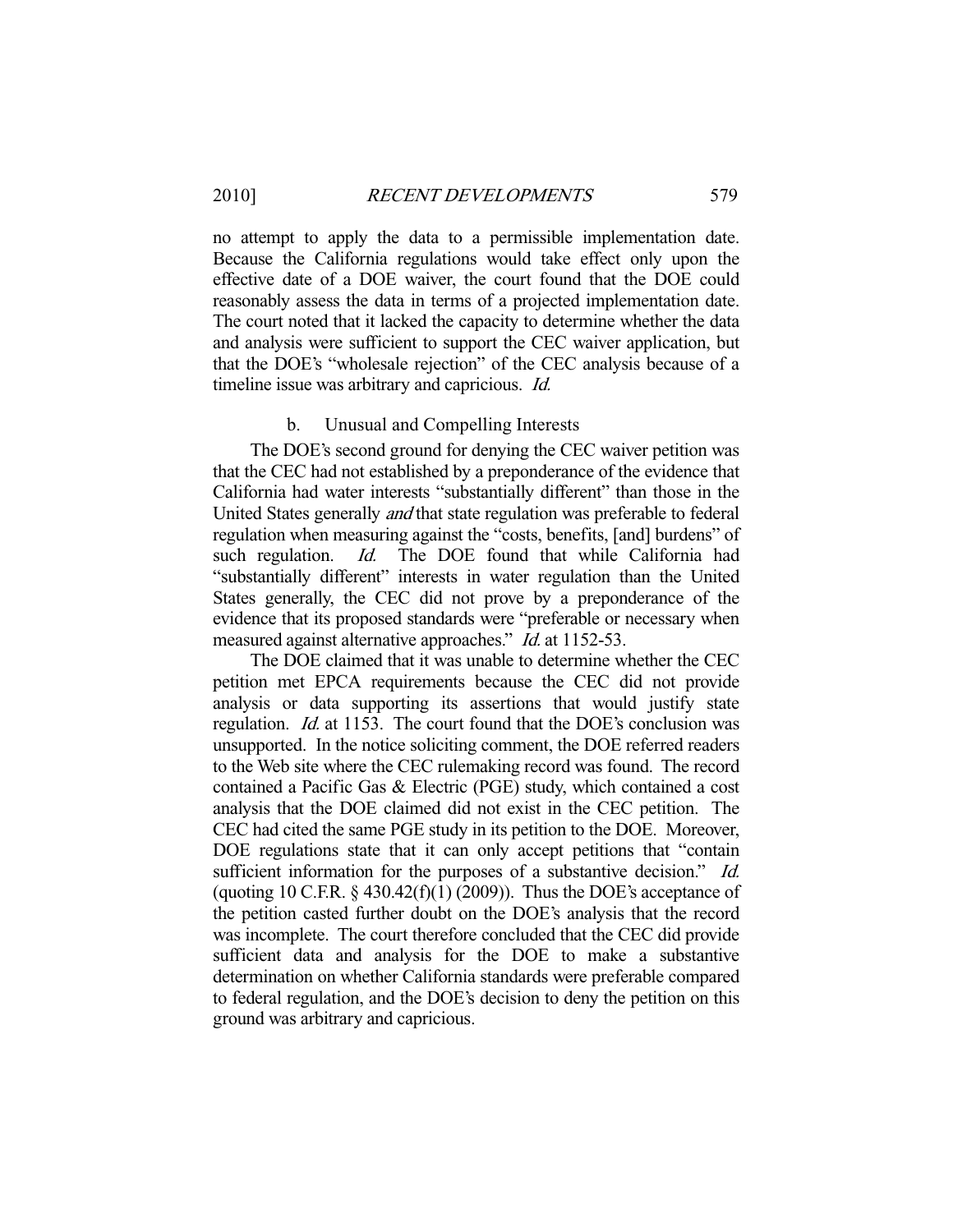no attempt to apply the data to a permissible implementation date. Because the California regulations would take effect only upon the effective date of a DOE waiver, the court found that the DOE could reasonably assess the data in terms of a projected implementation date. The court noted that it lacked the capacity to determine whether the data and analysis were sufficient to support the CEC waiver application, but that the DOE's "wholesale rejection" of the CEC analysis because of a timeline issue was arbitrary and capricious. *Id.*

### b. Unusual and Compelling Interests

The DOE's second ground for denying the CEC waiver petition was that the CEC had not established by a preponderance of the evidence that California had water interests "substantially different" than those in the United States generally *and* that state regulation was preferable to federal regulation when measuring against the "costs, benefits, [and] burdens" of such regulation. *Id.* The DOE found that while California had "substantially different" interests in water regulation than the United States generally, the CEC did not prove by a preponderance of the evidence that its proposed standards were "preferable or necessary when measured against alternative approaches." *Id.* at 1152-53.

The DOE claimed that it was unable to determine whether the CEC petition met EPCA requirements because the CEC did not provide analysis or data supporting its assertions that would justify state regulation. *Id.* at 1153. The court found that the DOE's conclusion was unsupported. In the notice soliciting comment, the DOE referred readers to the Web site where the CEC rulemaking record was found. The record contained a Pacific Gas & Electric (PGE) study, which contained a cost analysis that the DOE claimed did not exist in the CEC petition. The CEC had cited the same PGE study in its petition to the DOE. Moreover, DOE regulations state that it can only accept petitions that "contain sufficient information for the purposes of a substantive decision." *Id.* (quoting 10 C.F.R. § 430.42(f)(1) (2009)). Thus the DOE's acceptance of the petition casted further doubt on the DOE's analysis that the record was incomplete. The court therefore concluded that the CEC did provide sufficient data and analysis for the DOE to make a substantive determination on whether California standards were preferable compared to federal regulation, and the DOE's decision to deny the petition on this ground was arbitrary and capricious.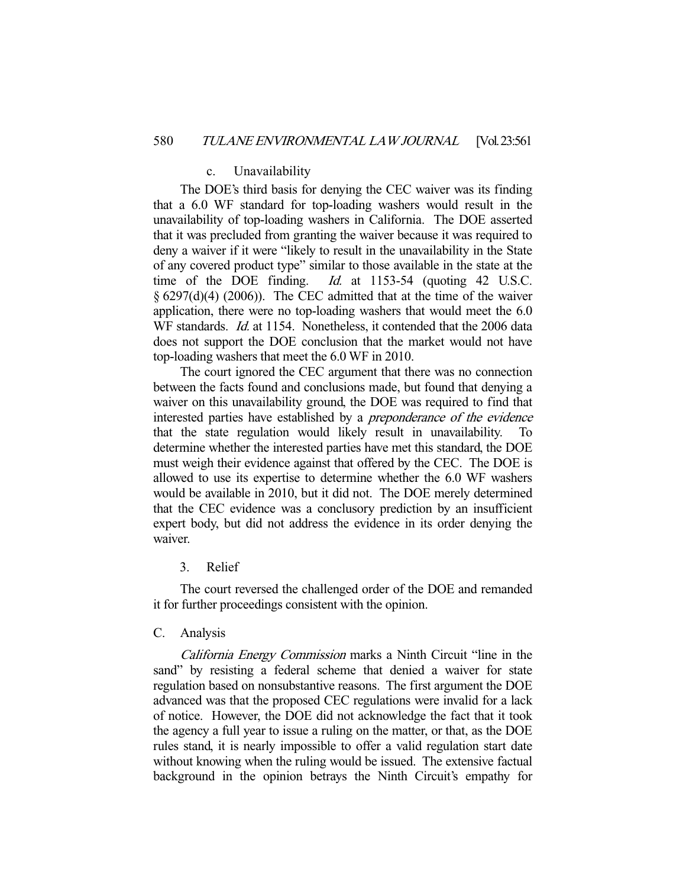#### c. Unavailability

The DOE's third basis for denying the CEC waiver was its finding that a 6.0 WF standard for top-loading washers would result in the unavailability of top-loading washers in California. The DOE asserted that it was precluded from granting the waiver because it was required to deny a waiver if it were "likely to result in the unavailability in the State of any covered product type" similar to those available in the state at the time of the DOE finding. *Id.* at 1153-54 (quoting 42 U.S.C. § 6297(d)(4) (2006)). The CEC admitted that at the time of the waiver application, there were no top-loading washers that would meet the 6.0 WF standards. *Id.* at 1154. Nonetheless, it contended that the 2006 data does not support the DOE conclusion that the market would not have top-loading washers that meet the 6.0 WF in 2010.

The court ignored the CEC argument that there was no connection between the facts found and conclusions made, but found that denying a waiver on this unavailability ground, the DOE was required to find that interested parties have established by a *preponderance of the evidence* that the state regulation would likely result in unavailability. To determine whether the interested parties have met this standard, the DOE must weigh their evidence against that offered by the CEC. The DOE is allowed to use its expertise to determine whether the 6.0 WF washers would be available in 2010, but it did not. The DOE merely determined that the CEC evidence was a conclusory prediction by an insufficient expert body, but did not address the evidence in its order denying the waiver.

### 3. Relief

The court reversed the challenged order of the DOE and remanded it for further proceedings consistent with the opinion.

## C. Analysis

*California Energy Commission* marks a Ninth Circuit "line in the sand" by resisting a federal scheme that denied a waiver for state regulation based on nonsubstantive reasons. The first argument the DOE advanced was that the proposed CEC regulations were invalid for a lack of notice. However, the DOE did not acknowledge the fact that it took the agency a full year to issue a ruling on the matter, or that, as the DOE rules stand, it is nearly impossible to offer a valid regulation start date without knowing when the ruling would be issued. The extensive factual background in the opinion betrays the Ninth Circuit's empathy for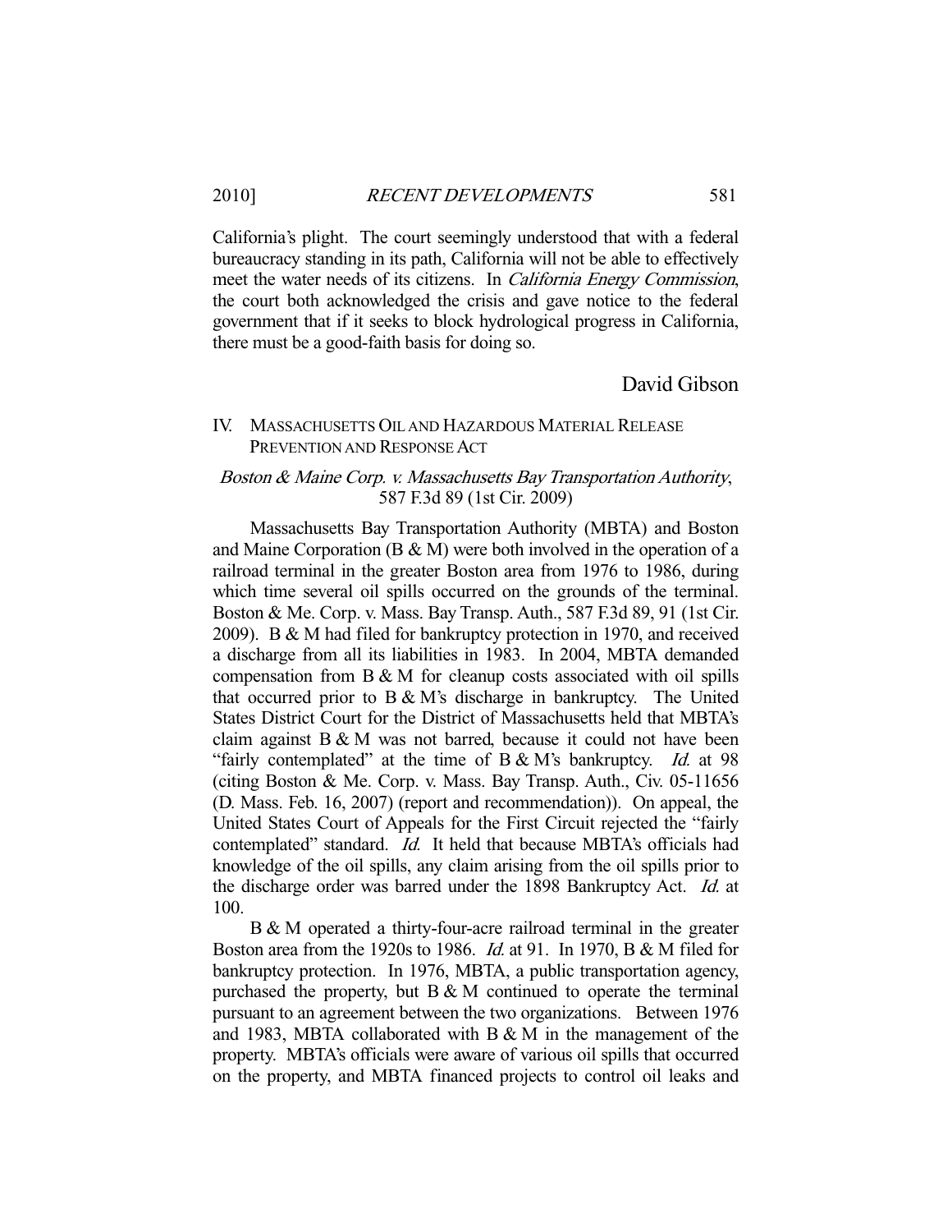California's plight. The court seemingly understood that with a federal bureaucracy standing in its path, California will not be able to effectively meet the water needs of its citizens. In *California Energy Commission*, the court both acknowledged the crisis and gave notice to the federal government that if it seeks to block hydrological progress in California, there must be a good-faith basis for doing so.

David Gibson

## IV. MASSACHUSETTS OIL AND HAZARDOUS MATERIAL RELEASE PREVENTION AND RESPONSE ACT

### *Boston & Maine Corp. v. Massachusetts Bay Transportation Authority*, 587 F.3d 89 (1st Cir. 2009)

Massachusetts Bay Transportation Authority (MBTA) and Boston and Maine Corporation (B & M) were both involved in the operation of a railroad terminal in the greater Boston area from 1976 to 1986, during which time several oil spills occurred on the grounds of the terminal. Boston & Me. Corp. v. Mass. Bay Transp. Auth., 587 F.3d 89, 91 (1st Cir. 2009). B & M had filed for bankruptcy protection in 1970, and received a discharge from all its liabilities in 1983. In 2004, MBTA demanded compensation from B & M for cleanup costs associated with oil spills that occurred prior to B & M's discharge in bankruptcy. The United States District Court for the District of Massachusetts held that MBTA's claim against B & M was not barred, because it could not have been "fairly contemplated" at the time of B & M's bankruptcy. *Id.* at 98 (citing Boston & Me. Corp. v. Mass. Bay Transp. Auth., Civ. 05-11656 (D. Mass. Feb. 16, 2007) (report and recommendation)). On appeal, the United States Court of Appeals for the First Circuit rejected the "fairly contemplated" standard. *Id.* It held that because MBTA's officials had knowledge of the oil spills, any claim arising from the oil spills prior to the discharge order was barred under the 1898 Bankruptcy Act. *Id.* at 100.

B & M operated a thirty-four-acre railroad terminal in the greater Boston area from the 1920s to 1986. *Id.* at 91. In 1970, B & M filed for bankruptcy protection. In 1976, MBTA, a public transportation agency, purchased the property, but B & M continued to operate the terminal pursuant to an agreement between the two organizations. Between 1976 and 1983, MBTA collaborated with B & M in the management of the property. MBTA's officials were aware of various oil spills that occurred on the property, and MBTA financed projects to control oil leaks and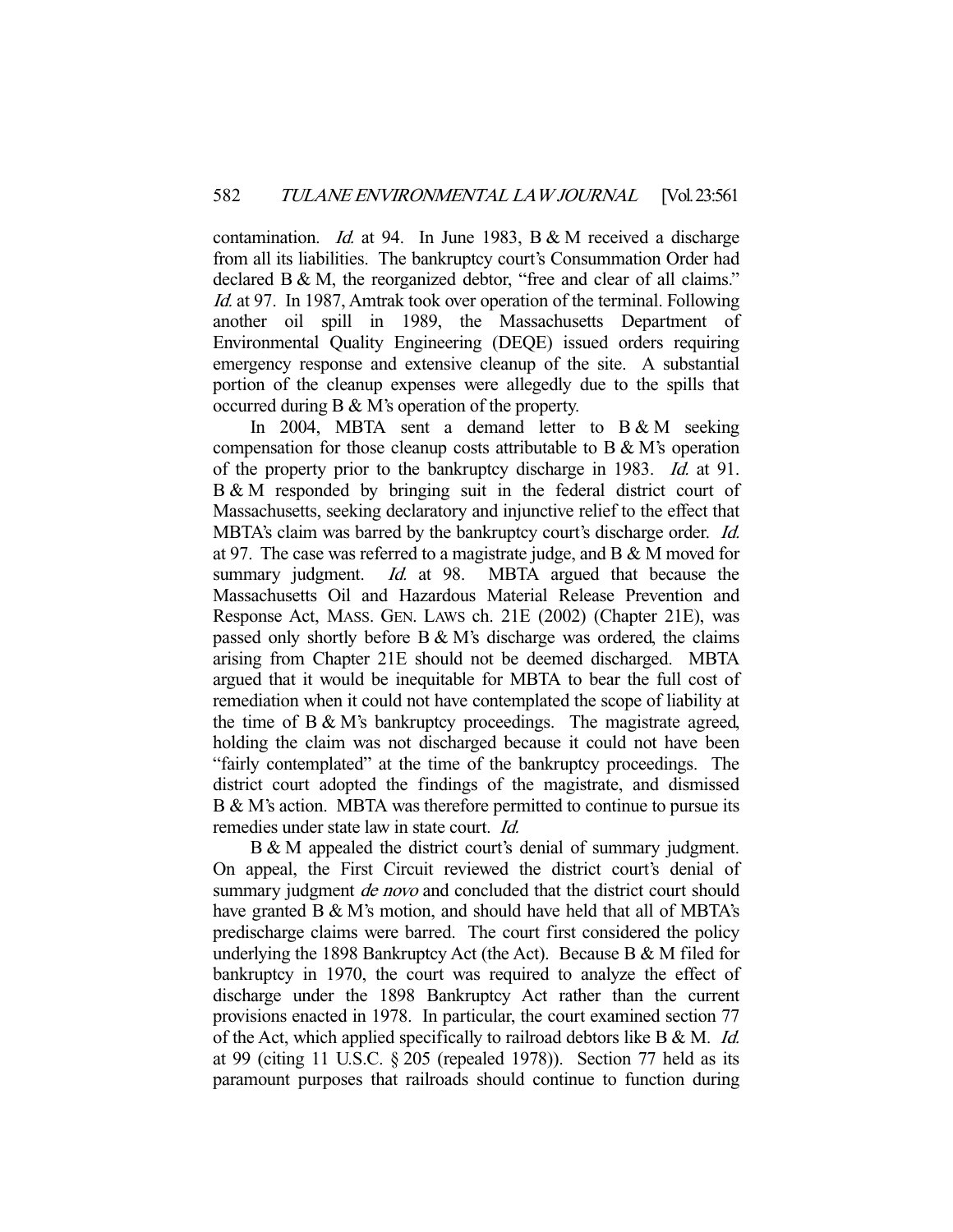contamination. *Id.* at 94. In June 1983, B & M received a discharge from all its liabilities. The bankruptcy court's Consummation Order had declared B & M, the reorganized debtor, "free and clear of all claims." *Id.* at 97. In 1987, Amtrak took over operation of the terminal. Following another oil spill in 1989, the Massachusetts Department of Environmental Quality Engineering (DEQE) issued orders requiring emergency response and extensive cleanup of the site. A substantial portion of the cleanup expenses were allegedly due to the spills that occurred during B & M's operation of the property.

In 2004, MBTA sent a demand letter to B & M seeking compensation for those cleanup costs attributable to B & M's operation of the property prior to the bankruptcy discharge in 1983. *Id.* at 91. B & M responded by bringing suit in the federal district court of Massachusetts, seeking declaratory and injunctive relief to the effect that MBTA's claim was barred by the bankruptcy court's discharge order. *Id.* at 97. The case was referred to a magistrate judge, and B & M moved for summary judgment. *Id.* at 98. MBTA argued that because the Massachusetts Oil and Hazardous Material Release Prevention and Response Act, MASS. GEN. LAWS ch. 21E (2002) (Chapter 21E), was passed only shortly before B & M's discharge was ordered, the claims arising from Chapter 21E should not be deemed discharged. MBTA argued that it would be inequitable for MBTA to bear the full cost of remediation when it could not have contemplated the scope of liability at the time of B & M's bankruptcy proceedings. The magistrate agreed, holding the claim was not discharged because it could not have been "fairly contemplated" at the time of the bankruptcy proceedings. The district court adopted the findings of the magistrate, and dismissed B & M's action. MBTA was therefore permitted to continue to pursue its remedies under state law in state court. *Id.*

B & M appealed the district court's denial of summary judgment. On appeal, the First Circuit reviewed the district court's denial of summary judgment *de novo* and concluded that the district court should have granted B & M's motion, and should have held that all of MBTA's predischarge claims were barred. The court first considered the policy underlying the 1898 Bankruptcy Act (the Act). Because B & M filed for bankruptcy in 1970, the court was required to analyze the effect of discharge under the 1898 Bankruptcy Act rather than the current provisions enacted in 1978. In particular, the court examined section 77 of the Act, which applied specifically to railroad debtors like B & M. *Id.* at 99 (citing 11 U.S.C. § 205 (repealed 1978)). Section 77 held as its paramount purposes that railroads should continue to function during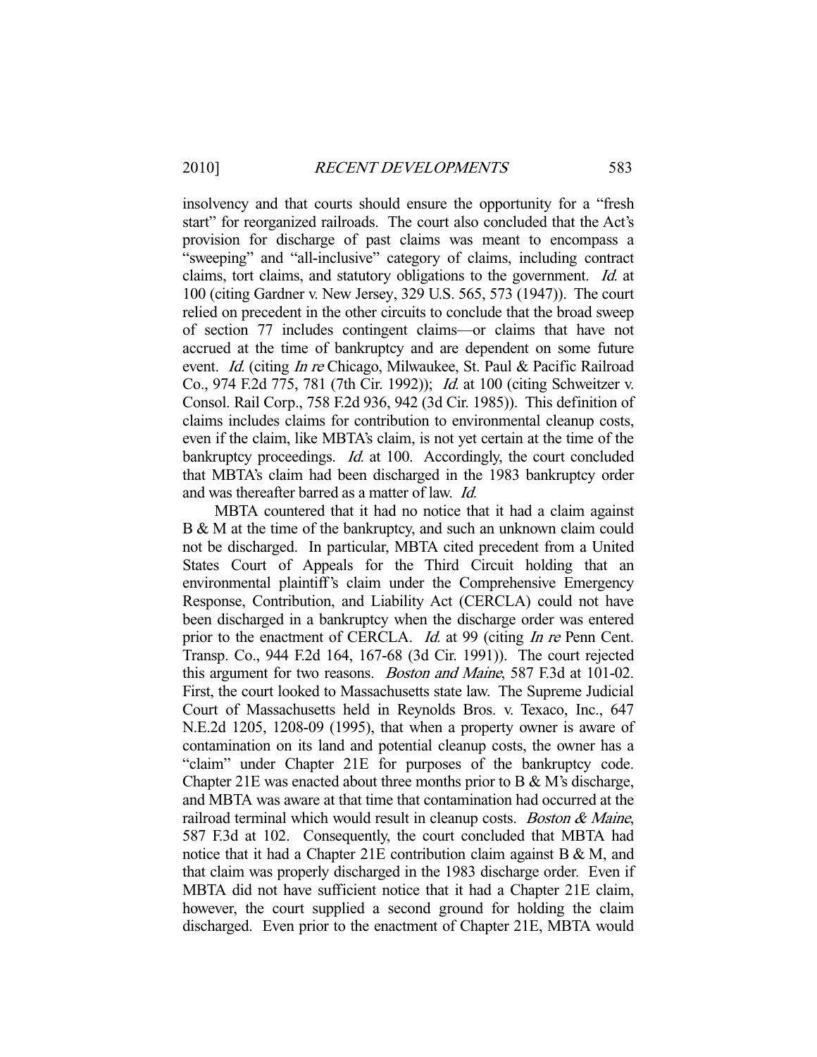insolvency and that courts should ensure the opportunity for a "fresh start" for reorganized railroads. The court also concluded that the Act's provision for discharge of past claims was meant to encompass a "sweeping" and "all-inclusive" category of claims, including contract claims, tort claims, and statutory obligations to the government. *Id.* at 100 (citing Gardner v. New Jersey, 329 U.S. 565, 573 (1947)). The court relied on precedent in the other circuits to conclude that the broad sweep of section 77 includes contingent claims—or claims that have not accrued at the time of bankruptcy and are dependent on some future event. *Id.* (citing *In re* Chicago, Milwaukee, St. Paul & Pacific Railroad Co., 974 F.2d 775, 781 (7th Cir. 1992)); *Id.* at 100 (citing Schweitzer v. Consol. Rail Corp., 758 F.2d 936, 942 (3d Cir. 1985)). This definition of claims includes claims for contribution to environmental cleanup costs, even if the claim, like MBTA's claim, is not yet certain at the time of the bankruptcy proceedings. *Id.* at 100. Accordingly, the court concluded that MBTA's claim had been discharged in the 1983 bankruptcy order and was thereafter barred as a matter of law. *Id.*

MBTA countered that it had no notice that it had a claim against B & M at the time of the bankruptcy, and such an unknown claim could not be discharged. In particular, MBTA cited precedent from a United States Court of Appeals for the Third Circuit holding that an environmental plaintiff's claim under the Comprehensive Emergency Response, Contribution, and Liability Act (CERCLA) could not have been discharged in a bankruptcy when the discharge order was entered prior to the enactment of CERCLA. *Id.* at 99 (citing *In re* Penn Cent. Transp. Co., 944 F.2d 164, 167-68 (3d Cir. 1991)). The court rejected this argument for two reasons. *Boston and Maine*, 587 F.3d at 101-02. First, the court looked to Massachusetts state law. The Supreme Judicial Court of Massachusetts held in Reynolds Bros. v. Texaco, Inc., 647 N.E.2d 1205, 1208-09 (1995), that when a property owner is aware of contamination on its land and potential cleanup costs, the owner has a "claim" under Chapter 21E for purposes of the bankruptcy code. Chapter 21E was enacted about three months prior to B & M's discharge, and MBTA was aware at that time that contamination had occurred at the railroad terminal which would result in cleanup costs. *Boston & Maine*, 587 F.3d at 102. Consequently, the court concluded that MBTA had notice that it had a Chapter 21E contribution claim against B & M, and that claim was properly discharged in the 1983 discharge order. Even if MBTA did not have sufficient notice that it had a Chapter 21E claim, however, the court supplied a second ground for holding the claim discharged. Even prior to the enactment of Chapter 21E, MBTA would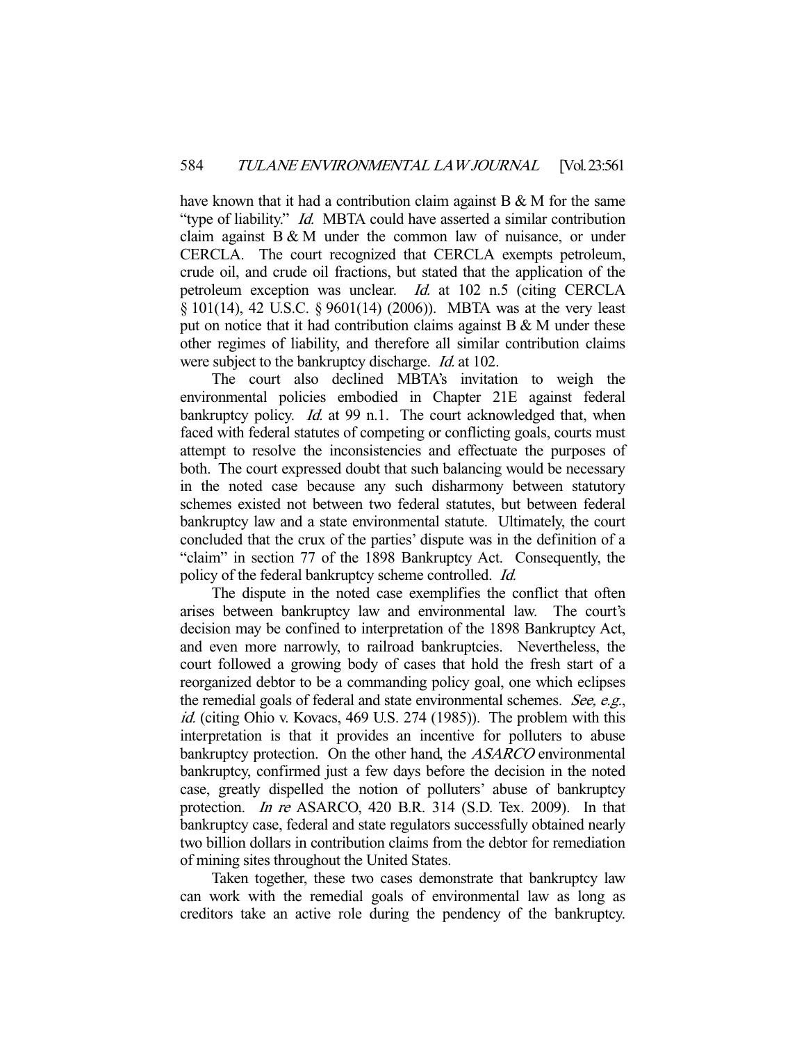have known that it had a contribution claim against B & M for the same "type of liability." *Id.* MBTA could have asserted a similar contribution claim against B & M under the common law of nuisance, or under CERCLA. The court recognized that CERCLA exempts petroleum, crude oil, and crude oil fractions, but stated that the application of the petroleum exception was unclear. *Id.* at 102 n.5 (citing CERCLA § 101(14), 42 U.S.C. § 9601(14) (2006)). MBTA was at the very least put on notice that it had contribution claims against B & M under these other regimes of liability, and therefore all similar contribution claims were subject to the bankruptcy discharge. *Id.* at 102.

The court also declined MBTA's invitation to weigh the environmental policies embodied in Chapter 21E against federal bankruptcy policy. *Id.* at 99 n.1. The court acknowledged that, when faced with federal statutes of competing or conflicting goals, courts must attempt to resolve the inconsistencies and effectuate the purposes of both. The court expressed doubt that such balancing would be necessary in the noted case because any such disharmony between statutory schemes existed not between two federal statutes, but between federal bankruptcy law and a state environmental statute. Ultimately, the court concluded that the crux of the parties' dispute was in the definition of a "claim" in section 77 of the 1898 Bankruptcy Act. Consequently, the policy of the federal bankruptcy scheme controlled. *Id.*

The dispute in the noted case exemplifies the conflict that often arises between bankruptcy law and environmental law. The court's decision may be confined to interpretation of the 1898 Bankruptcy Act, and even more narrowly, to railroad bankruptcies. Nevertheless, the court followed a growing body of cases that hold the fresh start of a reorganized debtor to be a commanding policy goal, one which eclipses the remedial goals of federal and state environmental schemes. *See, e.g.*, *id.* (citing Ohio v. Kovacs, 469 U.S. 274 (1985)). The problem with this interpretation is that it provides an incentive for polluters to abuse bankruptcy protection. On the other hand, the *ASARCO* environmental bankruptcy, confirmed just a few days before the decision in the noted case, greatly dispelled the notion of polluters' abuse of bankruptcy protection. *In re* ASARCO, 420 B.R. 314 (S.D. Tex. 2009). In that bankruptcy case, federal and state regulators successfully obtained nearly two billion dollars in contribution claims from the debtor for remediation of mining sites throughout the United States.

Taken together, these two cases demonstrate that bankruptcy law can work with the remedial goals of environmental law as long as creditors take an active role during the pendency of the bankruptcy.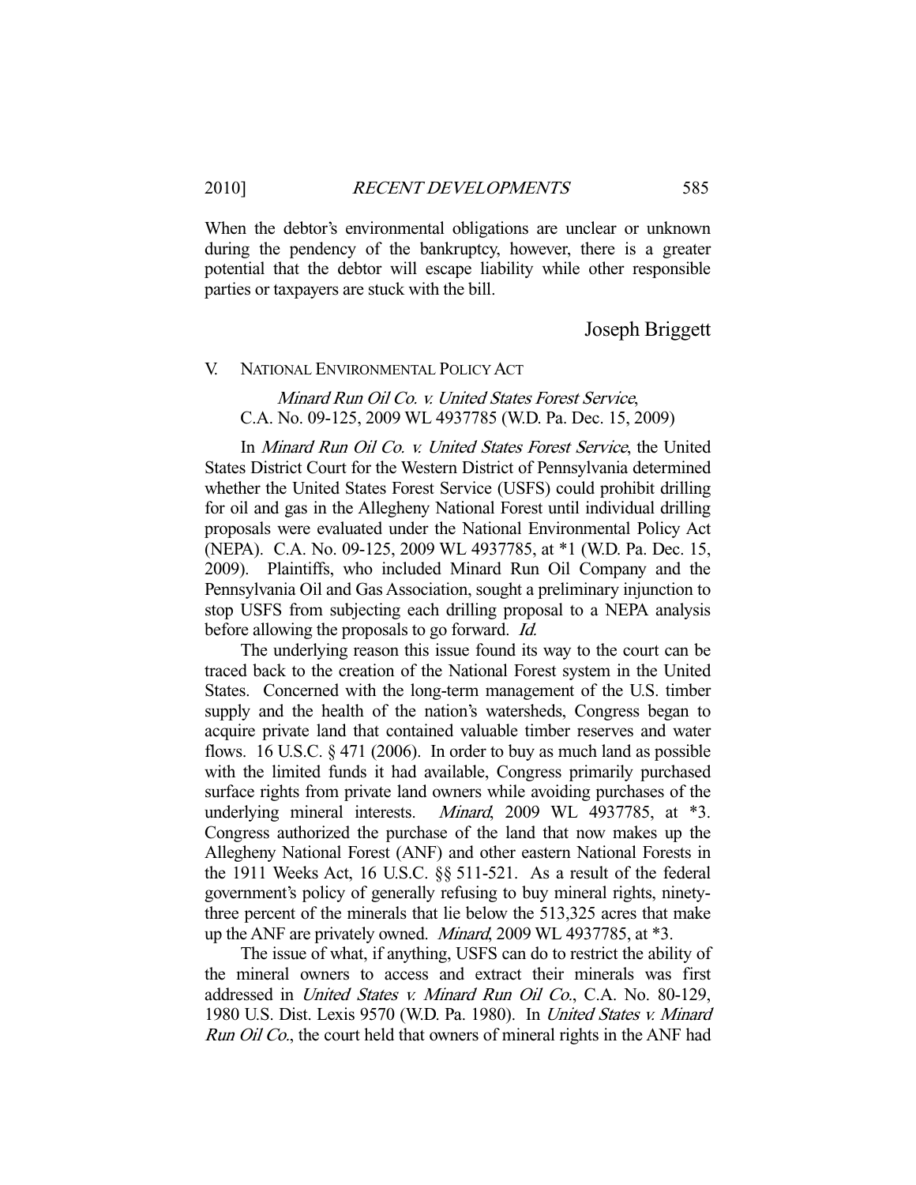When the debtor's environmental obligations are unclear or unknown during the pendency of the bankruptcy, however, there is a greater potential that the debtor will escape liability while other responsible parties or taxpayers are stuck with the bill.

Joseph Briggett

## V. NATIONAL ENVIRONMENTAL POLICY ACT

### *Minard Run Oil Co. v. United States Forest Service*, C.A. No. 09-125, 2009 WL 4937785 (W.D. Pa. Dec. 15, 2009)

In *Minard Run Oil Co. v. United States Forest Service*, the United States District Court for the Western District of Pennsylvania determined whether the United States Forest Service (USFS) could prohibit drilling for oil and gas in the Allegheny National Forest until individual drilling proposals were evaluated under the National Environmental Policy Act (NEPA). C.A. No. 09-125, 2009 WL 4937785, at *1 (W.D. Pa. Dec. 15, 2009). Plaintiffs, who included Minard Run Oil Company and the Pennsylvania Oil and Gas Association, sought a preliminary injunction to stop USFS from subjecting each drilling proposal to a NEPA analysis before allowing the proposals to go forward. *Id.*

The underlying reason this issue found its way to the court can be traced back to the creation of the National Forest system in the United States. Concerned with the long-term management of the U.S. timber supply and the health of the nation's watersheds, Congress began to acquire private land that contained valuable timber reserves and water flows. 16 U.S.C. § 471 (2006). In order to buy as much land as possible with the limited funds it had available, Congress primarily purchased surface rights from private land owners while avoiding purchases of the underlying mineral interests. *Minard*, 2009 WL 4937785, at *3. Congress authorized the purchase of the land that now makes up the Allegheny National Forest (ANF) and other eastern National Forests in the 1911 Weeks Act, 16 U.S.C. §§ 511-521. As a result of the federal government's policy of generally refusing to buy mineral rights, ninety-three percent of the minerals that lie below the 513,325 acres that make up the ANF are privately owned. *Minard*, 2009 WL 4937785, at *3.

The issue of what, if anything, USFS can do to restrict the ability of the mineral owners to access and extract their minerals was first addressed in *United States v. Minard Run Oil Co.*, C.A. No. 80-129, 1980 U.S. Dist. Lexis 9570 (W.D. Pa. 1980). In *United States v. Minard Run Oil Co.*, the court held that owners of mineral rights in the ANF had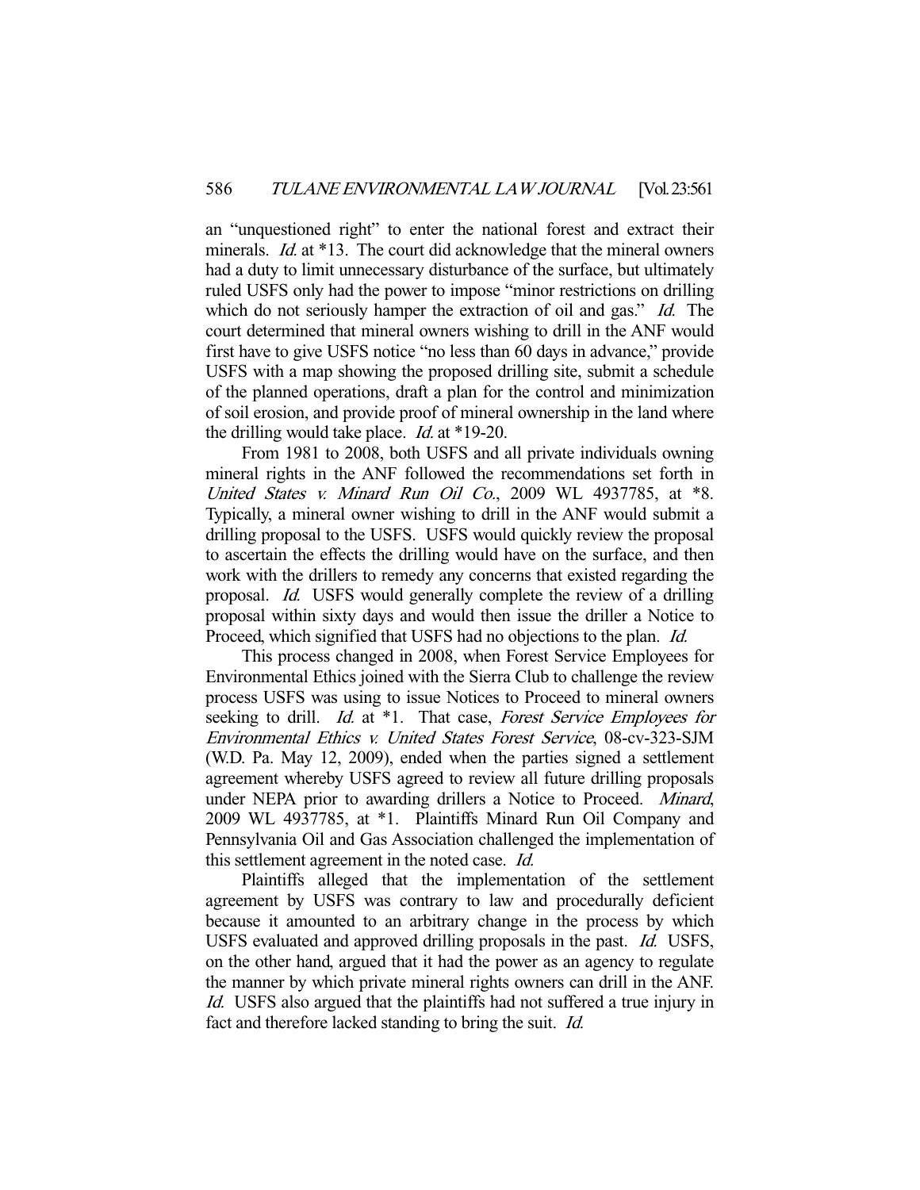an "unquestioned right" to enter the national forest and extract their minerals. *Id.* at *13. The court did acknowledge that the mineral owners had a duty to limit unnecessary disturbance of the surface, but ultimately ruled USFS only had the power to impose "minor restrictions on drilling which do not seriously hamper the extraction of oil and gas." *Id.* The court determined that mineral owners wishing to drill in the ANF would first have to give USFS notice "no less than 60 days in advance," provide USFS with a map showing the proposed drilling site, submit a schedule of the planned operations, draft a plan for the control and minimization of soil erosion, and provide proof of mineral ownership in the land where the drilling would take place. *Id.* at *19-20.

From 1981 to 2008, both USFS and all private individuals owning mineral rights in the ANF followed the recommendations set forth in *United States v. Minard Run Oil Co.*, 2009 WL 4937785, at *8. Typically, a mineral owner wishing to drill in the ANF would submit a drilling proposal to the USFS. USFS would quickly review the proposal to ascertain the effects the drilling would have on the surface, and then work with the drillers to remedy any concerns that existed regarding the proposal. *Id.* USFS would generally complete the review of a drilling proposal within sixty days and would then issue the driller a Notice to Proceed, which signified that USFS had no objections to the plan. *Id.*

This process changed in 2008, when Forest Service Employees for Environmental Ethics joined with the Sierra Club to challenge the review process USFS was using to issue Notices to Proceed to mineral owners seeking to drill. *Id.* at *1. That case, *Forest Service Employees for Environmental Ethics v. United States Forest Service*, 08-cv-323-SJM (W.D. Pa. May 12, 2009), ended when the parties signed a settlement agreement whereby USFS agreed to review all future drilling proposals under NEPA prior to awarding drillers a Notice to Proceed. *Minard*, 2009 WL 4937785, at *1. Plaintiffs Minard Run Oil Company and Pennsylvania Oil and Gas Association challenged the implementation of this settlement agreement in the noted case. *Id.*

Plaintiffs alleged that the implementation of the settlement agreement by USFS was contrary to law and procedurally deficient because it amounted to an arbitrary change in the process by which USFS evaluated and approved drilling proposals in the past. *Id.* USFS, on the other hand, argued that it had the power as an agency to regulate the manner by which private mineral rights owners can drill in the ANF. *Id.* USFS also argued that the plaintiffs had not suffered a true injury in fact and therefore lacked standing to bring the suit. *Id.*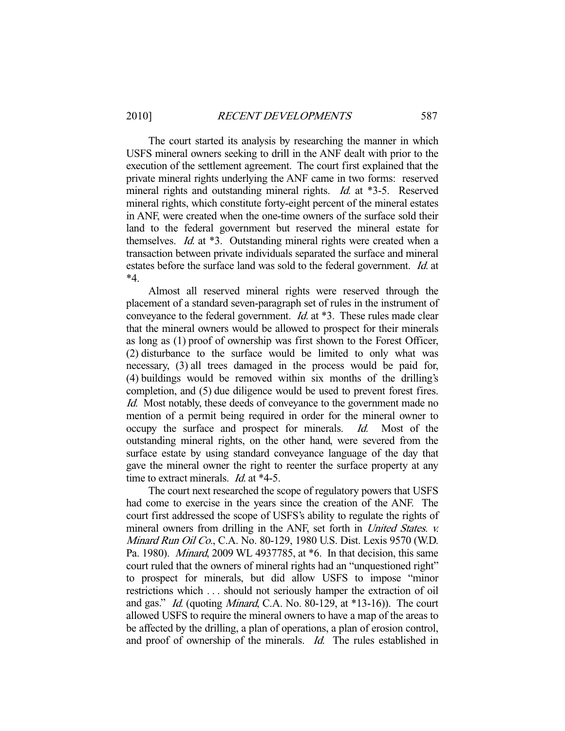The court started its analysis by researching the manner in which USFS mineral owners seeking to drill in the ANF dealt with prior to the execution of the settlement agreement. The court first explained that the private mineral rights underlying the ANF came in two forms: reserved mineral rights and outstanding mineral rights. *Id.* at *3-5. Reserved mineral rights, which constitute forty-eight percent of the mineral estates in ANF, were created when the one-time owners of the surface sold their land to the federal government but reserved the mineral estate for themselves. *Id.* at *3. Outstanding mineral rights were created when a transaction between private individuals separated the surface and mineral estates before the surface land was sold to the federal government. *Id.* at *4.

Almost all reserved mineral rights were reserved through the placement of a standard seven-paragraph set of rules in the instrument of conveyance to the federal government. *Id.* at *3. These rules made clear that the mineral owners would be allowed to prospect for their minerals as long as (1) proof of ownership was first shown to the Forest Officer, (2) disturbance to the surface would be limited to only what was necessary, (3) all trees damaged in the process would be paid for, (4) buildings would be removed within six months of the drilling's completion, and (5) due diligence would be used to prevent forest fires. *Id.* Most notably, these deeds of conveyance to the government made no mention of a permit being required in order for the mineral owner to occupy the surface and prospect for minerals. *Id.* Most of the outstanding mineral rights, on the other hand, were severed from the surface estate by using standard conveyance language of the day that gave the mineral owner the right to reenter the surface property at any time to extract minerals. *Id.* at *4-5.

The court next researched the scope of regulatory powers that USFS had come to exercise in the years since the creation of the ANF. The court first addressed the scope of USFS's ability to regulate the rights of mineral owners from drilling in the ANF, set forth in *United States. v. Minard Run Oil Co.*, C.A. No. 80-129, 1980 U.S. Dist. Lexis 9570 (W.D. Pa. 1980). *Minard*, 2009 WL 4937785, at *6. In that decision, this same court ruled that the owners of mineral rights had an "unquestioned right" to prospect for minerals, but did allow USFS to impose "minor restrictions which . . . should not seriously hamper the extraction of oil and gas." *Id.* (quoting *Minard*, C.A. No. 80-129, at *13-16)). The court allowed USFS to require the mineral owners to have a map of the areas to be affected by the drilling, a plan of operations, a plan of erosion control, and proof of ownership of the minerals. *Id.* The rules established in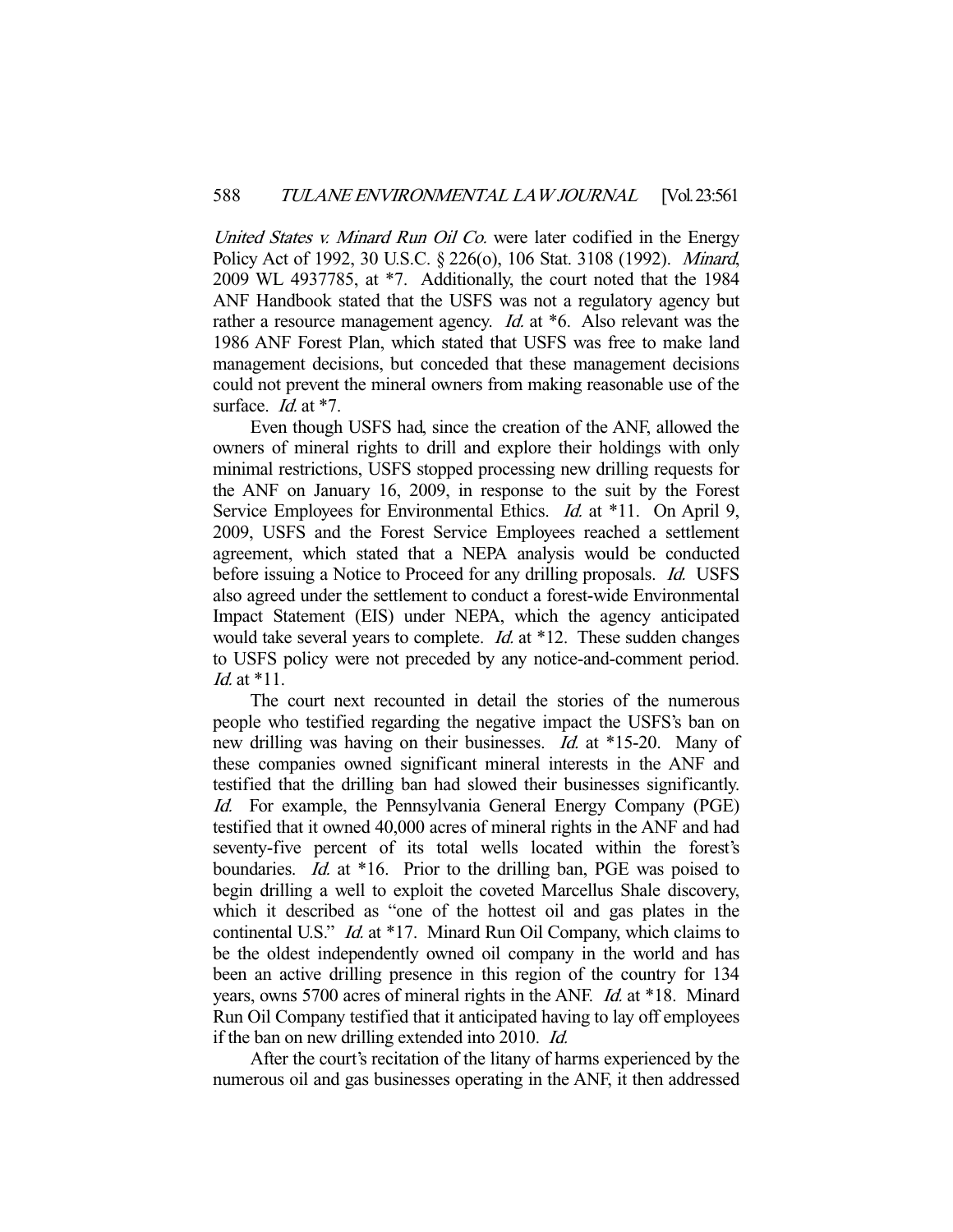*United States v. Minard Run Oil Co.* were later codified in the Energy Policy Act of 1992, 30 U.S.C. § 226(o), 106 Stat. 3108 (1992). *Minard*, 2009 WL 4937785, at *7. Additionally, the court noted that the 1984 ANF Handbook stated that the USFS was not a regulatory agency but rather a resource management agency. *Id.* at *6. Also relevant was the 1986 ANF Forest Plan, which stated that USFS was free to make land management decisions, but conceded that these management decisions could not prevent the mineral owners from making reasonable use of the surface. *Id.* at *7.

Even though USFS had, since the creation of the ANF, allowed the owners of mineral rights to drill and explore their holdings with only minimal restrictions, USFS stopped processing new drilling requests for the ANF on January 16, 2009, in response to the suit by the Forest Service Employees for Environmental Ethics. *Id.* at *11. On April 9, 2009, USFS and the Forest Service Employees reached a settlement agreement, which stated that a NEPA analysis would be conducted before issuing a Notice to Proceed for any drilling proposals. *Id.* USFS also agreed under the settlement to conduct a forest-wide Environmental Impact Statement (EIS) under NEPA, which the agency anticipated would take several years to complete. *Id.* at *12. These sudden changes to USFS policy were not preceded by any notice-and-comment period. *Id.* at *11.

The court next recounted in detail the stories of the numerous people who testified regarding the negative impact the USFS's ban on new drilling was having on their businesses. *Id.* at *15-20. Many of these companies owned significant mineral interests in the ANF and testified that the drilling ban had slowed their businesses significantly. *Id.* For example, the Pennsylvania General Energy Company (PGE) testified that it owned 40,000 acres of mineral rights in the ANF and had seventy-five percent of its total wells located within the forest's boundaries. *Id.* at *16. Prior to the drilling ban, PGE was poised to begin drilling a well to exploit the coveted Marcellus Shale discovery, which it described as "one of the hottest oil and gas plates in the continental U.S." *Id.* at *17. Minard Run Oil Company, which claims to be the oldest independently owned oil company in the world and has been an active drilling presence in this region of the country for 134 years, owns 5700 acres of mineral rights in the ANF. *Id.* at *18. Minard Run Oil Company testified that it anticipated having to lay off employees if the ban on new drilling extended into 2010. *Id.*

After the court's recitation of the litany of harms experienced by the numerous oil and gas businesses operating in the ANF, it then addressed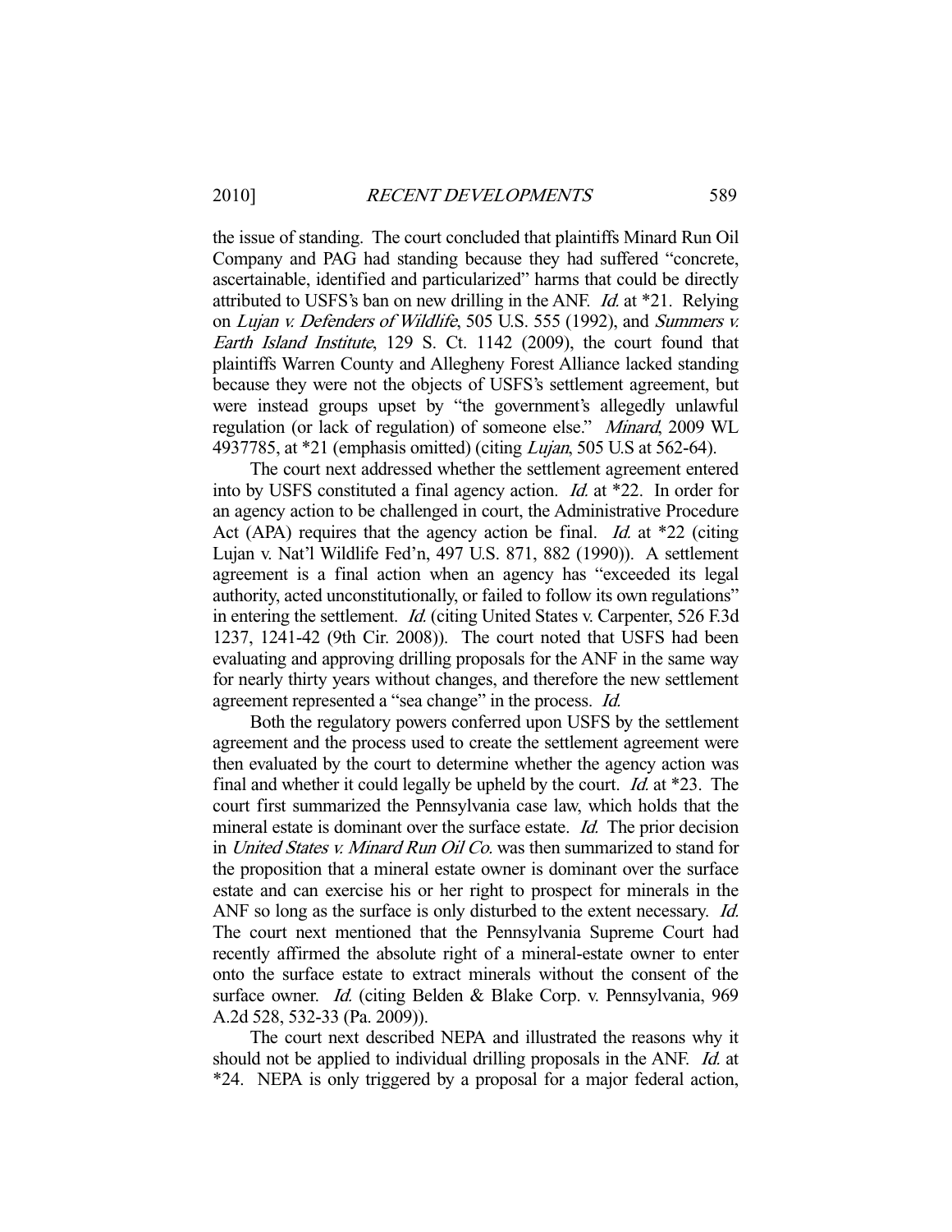the issue of standing. The court concluded that plaintiffs Minard Run Oil Company and PAG had standing because they had suffered "concrete, ascertainable, identified and particularized" harms that could be directly attributed to USFS's ban on new drilling in the ANF. *Id.* at *21. Relying on *Lujan v. Defenders of Wildlife*, 505 U.S. 555 (1992), and *Summers v. Earth Island Institute*, 129 S. Ct. 1142 (2009), the court found that plaintiffs Warren County and Allegheny Forest Alliance lacked standing because they were not the objects of USFS's settlement agreement, but were instead groups upset by "the government's allegedly unlawful regulation (or lack of regulation) of someone else." *Minard*, 2009 WL 4937785, at *21 (emphasis omitted) (citing *Lujan*, 505 U.S at 562-64).

The court next addressed whether the settlement agreement entered into by USFS constituted a final agency action. *Id.* at *22. In order for an agency action to be challenged in court, the Administrative Procedure Act (APA) requires that the agency action be final. *Id.* at *22 (citing Lujan v. Nat'l Wildlife Fed'n, 497 U.S. 871, 882 (1990)). A settlement agreement is a final action when an agency has "exceeded its legal authority, acted unconstitutionally, or failed to follow its own regulations" in entering the settlement. *Id.* (citing United States v. Carpenter, 526 F.3d 1237, 1241-42 (9th Cir. 2008)). The court noted that USFS had been evaluating and approving drilling proposals for the ANF in the same way for nearly thirty years without changes, and therefore the new settlement agreement represented a "sea change" in the process. *Id.*

Both the regulatory powers conferred upon USFS by the settlement agreement and the process used to create the settlement agreement were then evaluated by the court to determine whether the agency action was final and whether it could legally be upheld by the court. *Id.* at *23. The court first summarized the Pennsylvania case law, which holds that the mineral estate is dominant over the surface estate. *Id.* The prior decision in *United States v. Minard Run Oil Co.* was then summarized to stand for the proposition that a mineral estate owner is dominant over the surface estate and can exercise his or her right to prospect for minerals in the ANF so long as the surface is only disturbed to the extent necessary. *Id.* The court next mentioned that the Pennsylvania Supreme Court had recently affirmed the absolute right of a mineral-estate owner to enter onto the surface estate to extract minerals without the consent of the surface owner. *Id.* (citing Belden & Blake Corp. v. Pennsylvania, 969 A.2d 528, 532-33 (Pa. 2009)).

The court next described NEPA and illustrated the reasons why it should not be applied to individual drilling proposals in the ANF. *Id.* at *24. NEPA is only triggered by a proposal for a major federal action,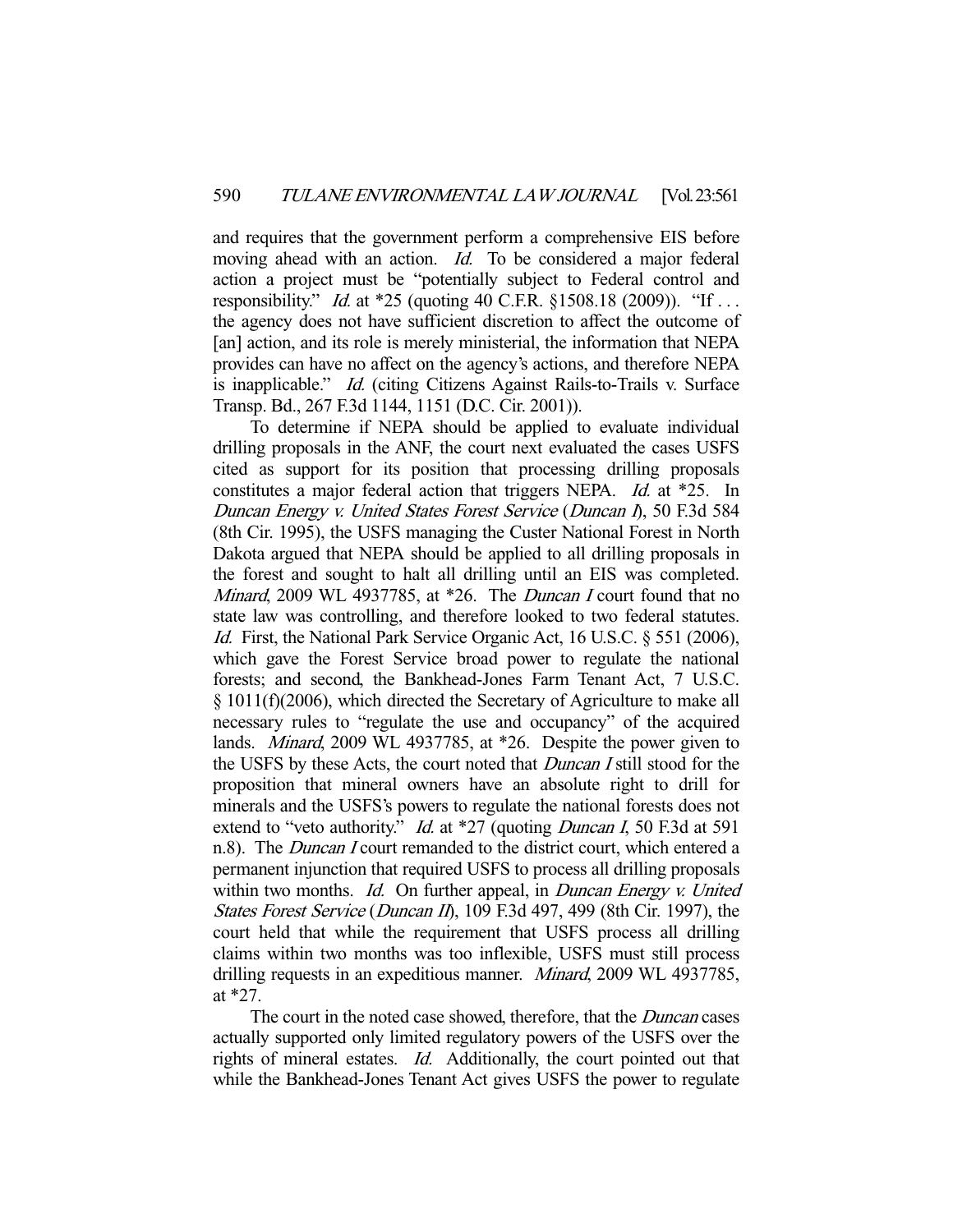and requires that the government perform a comprehensive EIS before moving ahead with an action. *Id.* To be considered a major federal action a project must be "potentially subject to Federal control and responsibility." *Id.* at *25 (quoting 40 C.F.R. §1508.18 (2009)). "If . . . the agency does not have sufficient discretion to affect the outcome of [an] action, and its role is merely ministerial, the information that NEPA provides can have no affect on the agency's actions, and therefore NEPA is inapplicable." *Id.* (citing Citizens Against Rails-to-Trails v. Surface Transp. Bd., 267 F.3d 1144, 1151 (D.C. Cir. 2001)).

To determine if NEPA should be applied to evaluate individual drilling proposals in the ANF, the court next evaluated the cases USFS cited as support for its position that processing drilling proposals constitutes a major federal action that triggers NEPA. *Id.* at *25. In *Duncan Energy v. United States Forest Service* (*Duncan I*), 50 F.3d 584 (8th Cir. 1995), the USFS managing the Custer National Forest in North Dakota argued that NEPA should be applied to all drilling proposals in the forest and sought to halt all drilling until an EIS was completed. *Minard*, 2009 WL 4937785, at *26. The *Duncan I* court found that no state law was controlling, and therefore looked to two federal statutes. *Id.* First, the National Park Service Organic Act, 16 U.S.C. § 551 (2006), which gave the Forest Service broad power to regulate the national forests; and second, the Bankhead-Jones Farm Tenant Act, 7 U.S.C. § 1011(f)(2006), which directed the Secretary of Agriculture to make all necessary rules to "regulate the use and occupancy" of the acquired lands. *Minard*, 2009 WL 4937785, at *26. Despite the power given to the USFS by these Acts, the court noted that *Duncan I* still stood for the proposition that mineral owners have an absolute right to drill for minerals and the USFS's powers to regulate the national forests does not extend to "veto authority." *Id.* at *27 (quoting *Duncan I*, 50 F.3d at 591 n.8). The *Duncan I* court remanded to the district court, which entered a permanent injunction that required USFS to process all drilling proposals within two months. *Id.* On further appeal, in *Duncan Energy v. United States Forest Service* (*Duncan II*), 109 F.3d 497, 499 (8th Cir. 1997), the court held that while the requirement that USFS process all drilling claims within two months was too inflexible, USFS must still process drilling requests in an expeditious manner. *Minard*, 2009 WL 4937785, at *27.

The court in the noted case showed, therefore, that the *Duncan* cases actually supported only limited regulatory powers of the USFS over the rights of mineral estates. *Id.* Additionally, the court pointed out that while the Bankhead-Jones Tenant Act gives USFS the power to regulate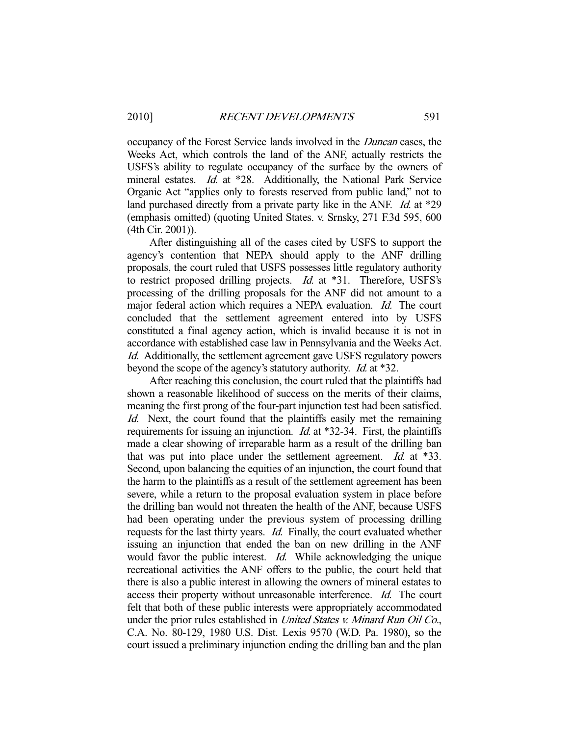occupancy of the Forest Service lands involved in the *Duncan* cases, the Weeks Act, which controls the land of the ANF, actually restricts the USFS's ability to regulate occupancy of the surface by the owners of mineral estates. *Id.* at *28. Additionally, the National Park Service Organic Act "applies only to forests reserved from public land," not to land purchased directly from a private party like in the ANF. *Id.* at *29 (emphasis omitted) (quoting United States. v. Srnsky, 271 F.3d 595, 600 (4th Cir. 2001)).

After distinguishing all of the cases cited by USFS to support the agency's contention that NEPA should apply to the ANF drilling proposals, the court ruled that USFS possesses little regulatory authority to restrict proposed drilling projects. *Id.* at *31. Therefore, USFS's processing of the drilling proposals for the ANF did not amount to a major federal action which requires a NEPA evaluation. *Id.* The court concluded that the settlement agreement entered into by USFS constituted a final agency action, which is invalid because it is not in accordance with established case law in Pennsylvania and the Weeks Act. *Id.* Additionally, the settlement agreement gave USFS regulatory powers beyond the scope of the agency's statutory authority. *Id.* at *32.

After reaching this conclusion, the court ruled that the plaintiffs had shown a reasonable likelihood of success on the merits of their claims, meaning the first prong of the four-part injunction test had been satisfied. *Id.* Next, the court found that the plaintiffs easily met the remaining requirements for issuing an injunction. *Id.* at *32-34. First, the plaintiffs made a clear showing of irreparable harm as a result of the drilling ban that was put into place under the settlement agreement. *Id.* at *33. Second, upon balancing the equities of an injunction, the court found that the harm to the plaintiffs as a result of the settlement agreement has been severe, while a return to the proposal evaluation system in place before the drilling ban would not threaten the health of the ANF, because USFS had been operating under the previous system of processing drilling requests for the last thirty years. *Id.* Finally, the court evaluated whether issuing an injunction that ended the ban on new drilling in the ANF would favor the public interest. *Id.* While acknowledging the unique recreational activities the ANF offers to the public, the court held that there is also a public interest in allowing the owners of mineral estates to access their property without unreasonable interference. *Id.* The court felt that both of these public interests were appropriately accommodated under the prior rules established in *United States v. Minard Run Oil Co.*, C.A. No. 80-129, 1980 U.S. Dist. Lexis 9570 (W.D. Pa. 1980), so the court issued a preliminary injunction ending the drilling ban and the plan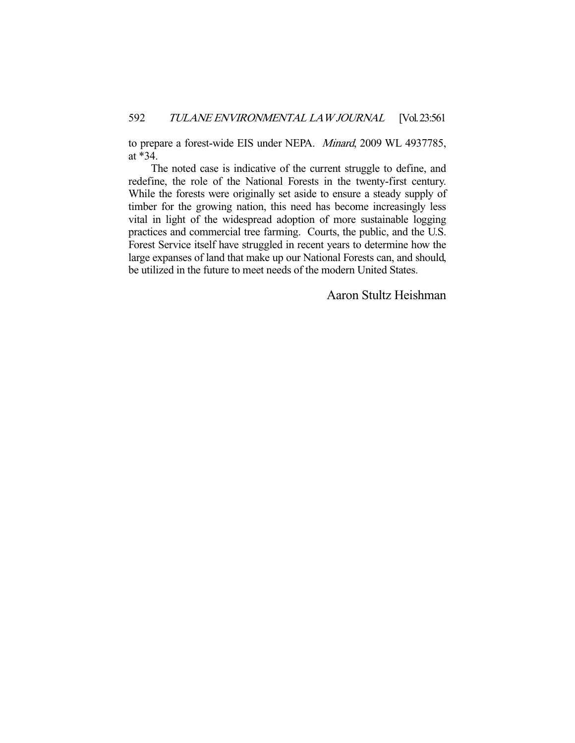to prepare a forest-wide EIS under NEPA. *Minard*, 2009 WL 4937785, at *34.

The noted case is indicative of the current struggle to define, and redefine, the role of the National Forests in the twenty-first century. While the forests were originally set aside to ensure a steady supply of timber for the growing nation, this need has become increasingly less vital in light of the widespread adoption of more sustainable logging practices and commercial tree farming. Courts, the public, and the U.S. Forest Service itself have struggled in recent years to determine how the large expanses of land that make up our National Forests can, and should, be utilized in the future to meet needs of the modern United States.

Aaron Stultz Heishman